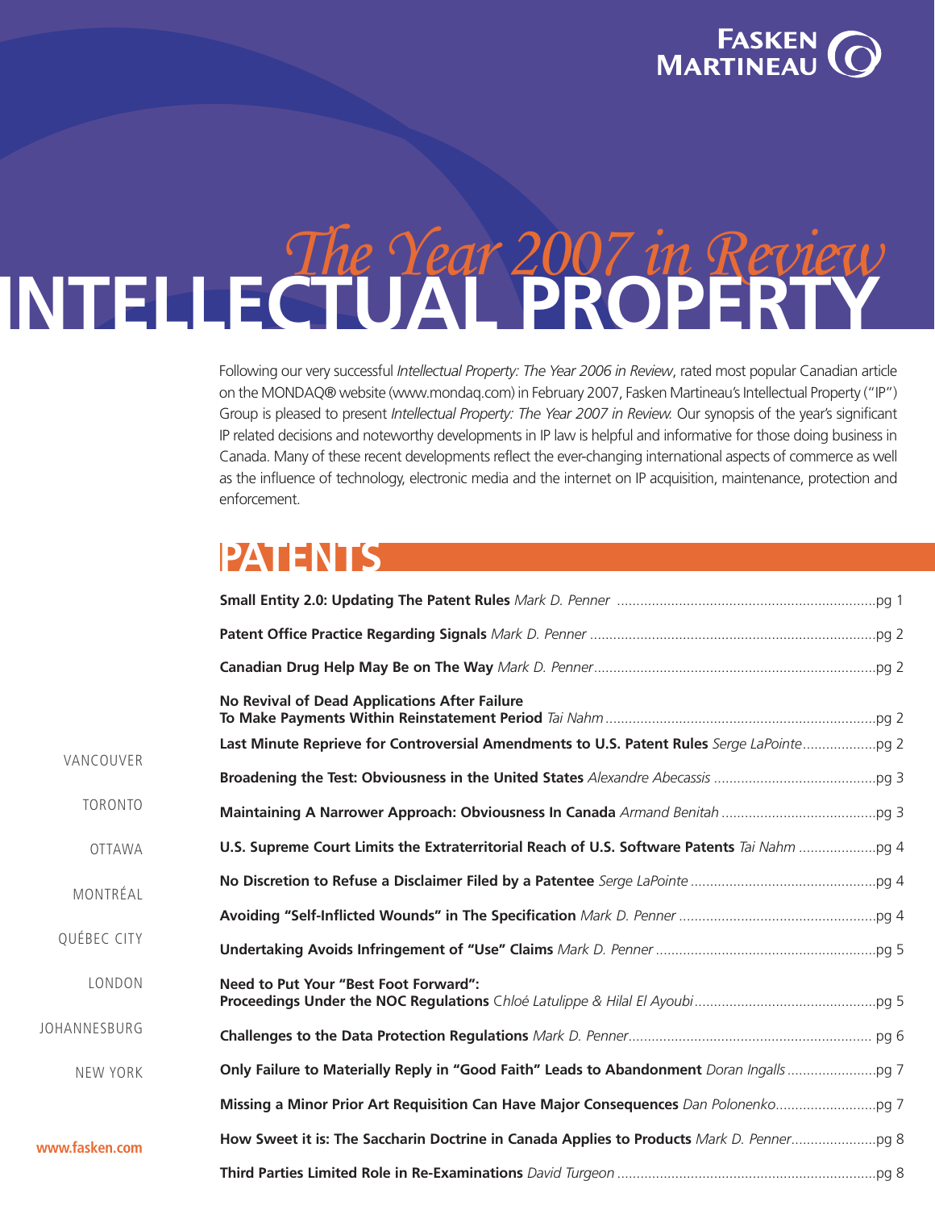FASKEN MARTINEAU

# INTELLECTUAL PROPERTY

## *The Year 2007 in Review*

Following our very successful *Intellectual Property: The Year 2006 in Review*, rated most popular Canadian article on the MONDAQ® website (www.mondaq.com) in February 2007, Fasken Martineau's Intellectual Property ("IP") Group is pleased to present *Intellectual Property: The Year 2007 in Review.* Our synopsis of the year's significant IP related decisions and noteworthy developments in IP law is helpful and informative for those doing business in Canada. Many of these recent developments reflect the ever-changing international aspects of commerce as well as the influence of technology, electronic media and the internet on IP acquisition, maintenance, protection and enforcement.

## PATENTS

**Small Entity 2.0: Updating The Patent Rules** *Mark D. Penner* ....pg 1

**Patent Office Practice Regarding Signals** *Mark D. Penner* ....pg 2

**Canadian Drug Help May Be on The Way** *Mark D. Penner* ....pg 2

**No Revival of Dead Applications After Failure To Make Payments Within Reinstatement Period** *Tai Nahm* ....pg 2

**Last Minute Reprieve for Controversial Amendments to U.S. Patent Rules** *Serge LaPointe* ....pg 2

**Broadening the Test: Obviousness in the United States** *Alexandre Abecassis* ....pg 3

**Maintaining A Narrower Approach: Obviousness In Canada** *Armand Benitah* ....pg 3

**U.S. Supreme Court Limits the Extraterritorial Reach of U.S. Software Patents** *Tai Nahm* ....pg 4

**No Discretion to Refuse a Disclaimer Filed by a Patentee** *Serge LaPointe* ....pg 4

**Avoiding "Self-Inflicted Wounds" in The Specification** *Mark D. Penner* ....pg 4

**Undertaking Avoids Infringement of "Use" Claims** *Mark D. Penner* ....pg 5

**Need to Put Your "Best Foot Forward": Proceedings Under the NOC Regulations** *Chloé Latulippe & Hilal El Ayoubi* ....pg 5

**Challenges to the Data Protection Regulations** *Mark D. Penner* ....pg 6

**Only Failure to Materially Reply in "Good Faith" Leads to Abandonment** *Doran Ingalls* ....pg 7

**Missing a Minor Prior Art Requisition Can Have Major Consequences** *Dan Polonenko* ....pg 7

**How Sweet it is: The Saccharin Doctrine in Canada Applies to Products** *Mark D. Penner* ....pg 8

**Third Parties Limited Role in Re-Examinations** *David Turgeon* ....pg 8

VANCOUVER

TORONTO

OTTAWA

MONTRÉAL

QUÉBEC CITY

LONDON

JOHANNESBURG

NEW YORK

www.fasken.com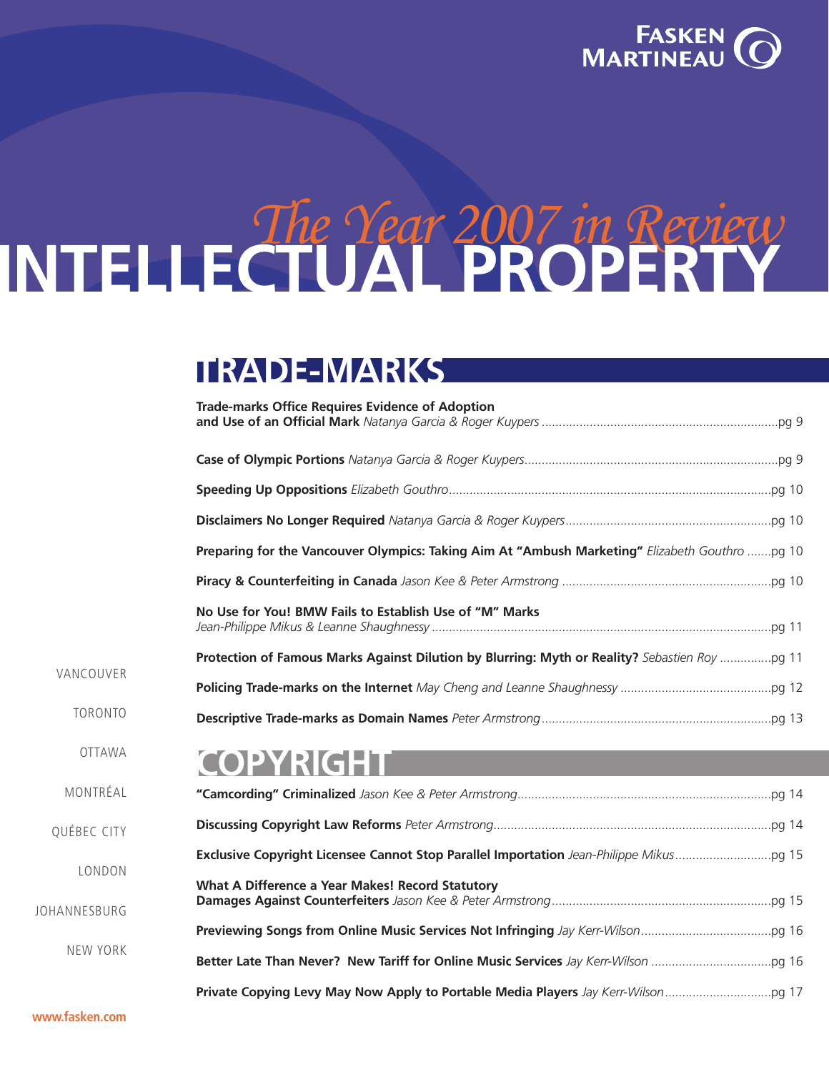# INTELLECTUAL PROPERTY

## *The Year 2007 in Review*

## TRADE-MARKS

**Trade-marks Office Requires Evidence of Adoption and Use of an Official Mark** *Natanya Garcia & Roger Kuypers* ....pg 9

**Case of Olympic Portions** *Natanya Garcia & Roger Kuypers* ....pg 9

**Speeding Up Oppositions** *Elizabeth Gouthro* ....pg 10

**Disclaimers No Longer Required** *Natanya Garcia & Roger Kuypers* ....pg 10

**Preparing for the Vancouver Olympics: Taking Aim At "Ambush Marketing"** *Elizabeth Gouthro* ....pg 10

**Piracy & Counterfeiting in Canada** *Jason Kee & Peter Armstrong* ....pg 10

**No Use for You! BMW Fails to Establish Use of "M" Marks** *Jean-Philippe Mikus & Leanne Shaughnessy* ....pg 11

**Protection of Famous Marks Against Dilution by Blurring: Myth or Reality?** *Sebastien Roy* ....pg 11

**Policing Trade-marks on the Internet** *May Cheng and Leanne Shaughnessy* ....pg 12

**Descriptive Trade-marks as Domain Names** *Peter Armstrong* ....pg 13

## COPYRIGHT

**"Camcording" Criminalized** *Jason Kee & Peter Armstrong* ....pg 14

**Discussing Copyright Law Reforms** *Peter Armstrong* ....pg 14

**Exclusive Copyright Licensee Cannot Stop Parallel Importation** *Jean-Philippe Mikus* ....pg 15

**What A Difference a Year Makes! Record Statutory Damages Against Counterfeiters** *Jason Kee & Peter Armstrong* ....pg 15

**Previewing Songs from Online Music Services Not Infringing** *Jay Kerr-Wilson* ....pg 16

**Better Late Than Never? New Tariff for Online Music Services** *Jay Kerr-Wilson* ....pg 16

**Private Copying Levy May Now Apply to Portable Media Players** *Jay Kerr-Wilson* ....pg 17

VANCOUVER

TORONTO

OTTAWA

MONTRÉAL

QUÉBEC CITY

LONDON

JOHANNESBURG

NEW YORK

www.fasken.com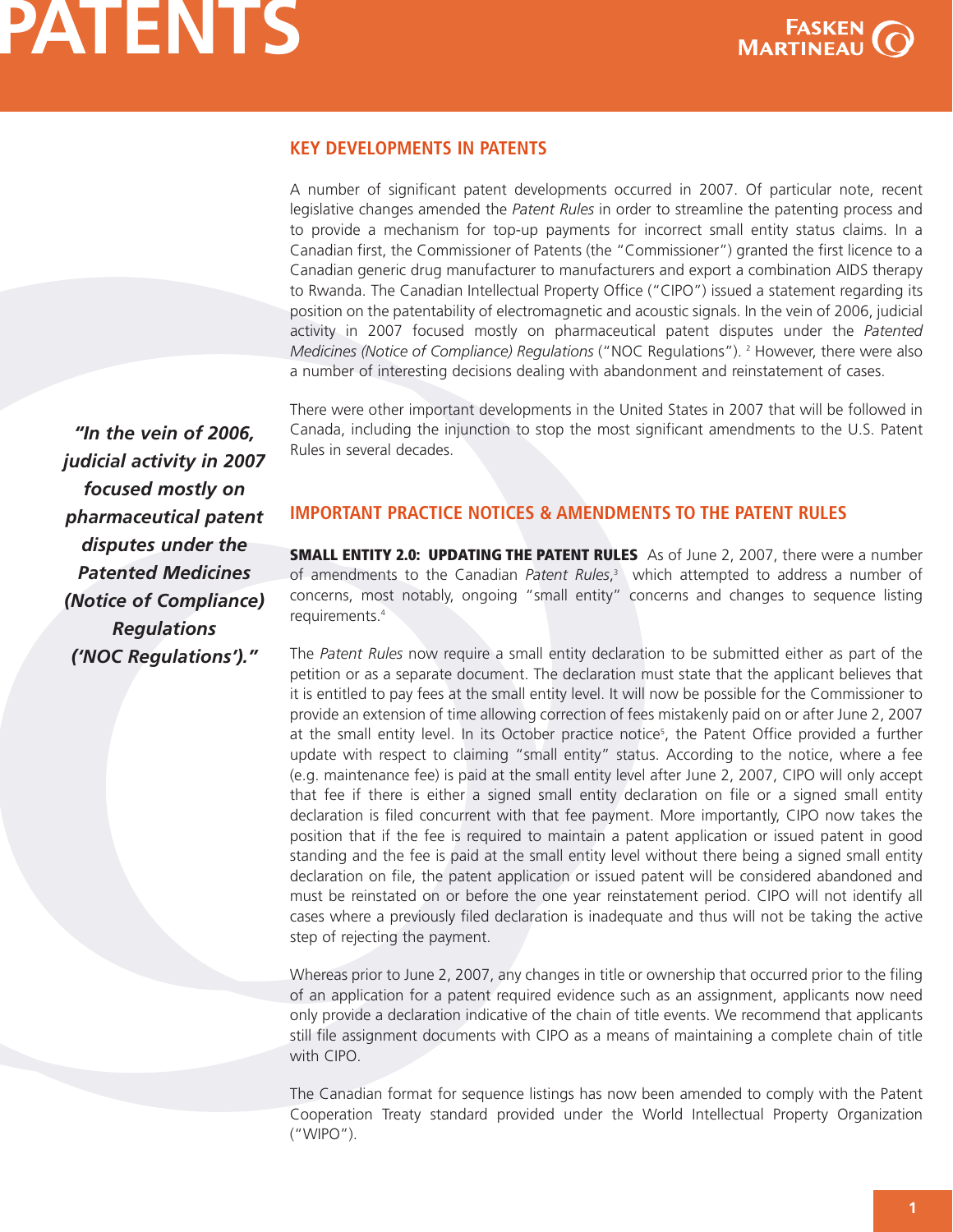# PATENTS

## KEY DEVELOPMENTS IN PATENTS

A number of significant patent developments occurred in 2007. Of particular note, recent legislative changes amended the *Patent Rules* in order to streamline the patenting process and to provide a mechanism for top-up payments for incorrect small entity status claims. In a Canadian first, the Commissioner of Patents (the "Commissioner") granted the first licence to a Canadian generic drug manufacturer to manufacturers and export a combination AIDS therapy to Rwanda. The Canadian Intellectual Property Office ("CIPO") issued a statement regarding its position on the patentability of electromagnetic and acoustic signals. In the vein of 2006, judicial activity in 2007 focused mostly on pharmaceutical patent disputes under the *Patented Medicines (Notice of Compliance) Regulations* ("NOC Regulations"). [2] However, there were also a number of interesting decisions dealing with abandonment and reinstatement of cases.

There were other important developments in the United States in 2007 that will be followed in Canada, including the injunction to stop the most significant amendments to the U.S. Patent Rules in several decades.

> ***"In the vein of 2006, judicial activity in 2007 focused mostly on pharmaceutical patent disputes under the Patented Medicines (Notice of Compliance) Regulations ('NOC Regulations')."***

## IMPORTANT PRACTICE NOTICES & AMENDMENTS TO THE PATENT RULES

**SMALL ENTITY 2.0: UPDATING THE PATENT RULES** As of June 2, 2007, there were a number of amendments to the Canadian *Patent Rules*,[3] which attempted to address a number of concerns, most notably, ongoing "small entity" concerns and changes to sequence listing requirements.[4]

The *Patent Rules* now require a small entity declaration to be submitted either as part of the petition or as a separate document. The declaration must state that the applicant believes that it is entitled to pay fees at the small entity level. It will now be possible for the Commissioner to provide an extension of time allowing correction of fees mistakenly paid on or after June 2, 2007 at the small entity level. In its October practice notice[5], the Patent Office provided a further update with respect to claiming "small entity" status. According to the notice, where a fee (e.g. maintenance fee) is paid at the small entity level after June 2, 2007, CIPO will only accept that fee if there is either a signed small entity declaration on file or a signed small entity declaration is filed concurrent with that fee payment. More importantly, CIPO now takes the position that if the fee is required to maintain a patent application or issued patent in good standing and the fee is paid at the small entity level without there being a signed small entity declaration on file, the patent application or issued patent will be considered abandoned and must be reinstated on or before the one year reinstatement period. CIPO will not identify all cases where a previously filed declaration is inadequate and thus will not be taking the active step of rejecting the payment.

Whereas prior to June 2, 2007, any changes in title or ownership that occurred prior to the filing of an application for a patent required evidence such as an assignment, applicants now need only provide a declaration indicative of the chain of title events. We recommend that applicants still file assignment documents with CIPO as a means of maintaining a complete chain of title with CIPO.

The Canadian format for sequence listings has now been amended to comply with the Patent Cooperation Treaty standard provided under the World Intellectual Property Organization ("WIPO").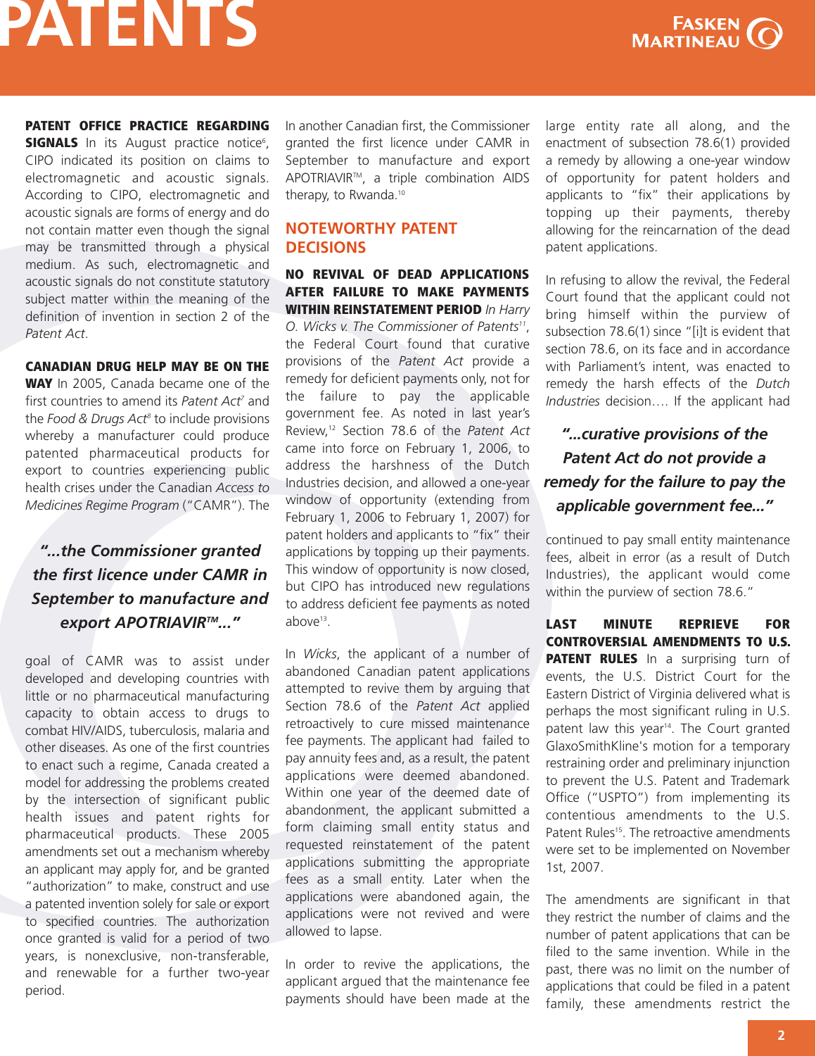**PATENT OFFICE PRACTICE REGARDING SIGNALS** In its August practice notice[6], CIPO indicated its position on claims to electromagnetic and acoustic signals. According to CIPO, electromagnetic and acoustic signals are forms of energy and do not contain matter even though the signal may be transmitted through a physical medium. As such, electromagnetic and acoustic signals do not constitute statutory subject matter within the meaning of the definition of invention in section 2 of the *Patent Act*.

**CANADIAN DRUG HELP MAY BE ON THE WAY** In 2005, Canada became one of the first countries to amend its *Patent Act*[7] and the *Food & Drugs Act*[8] to include provisions whereby a manufacturer could produce patented pharmaceutical products for export to countries experiencing public health crises under the Canadian *Access to Medicines Regime Program* ("CAMR"). The goal of CAMR was to assist under developed and developing countries with little or no pharmaceutical manufacturing capacity to obtain access to drugs to combat HIV/AIDS, tuberculosis, malaria and other diseases. As one of the first countries to enact such a regime, Canada created a model for addressing the problems created by the intersection of significant public health issues and patent rights for pharmaceutical products. These 2005 amendments set out a mechanism whereby an applicant may apply for, and be granted "authorization" to make, construct and use a patented invention solely for sale or export to specified countries. The authorization once granted is valid for a period of two years, is nonexclusive, non-transferable, and renewable for a further two-year period.

> *"...the Commissioner granted the first licence under CAMR in September to manufacture and export APOTRIAVIR™..."*

In another Canadian first, the Commissioner granted the first licence under CAMR in September to manufacture and export APOTRIAVIR™, a triple combination AIDS therapy, to Rwanda.[10]

## NOTEWORTHY PATENT DECISIONS

**NO REVIVAL OF DEAD APPLICATIONS AFTER FAILURE TO MAKE PAYMENTS WITHIN REINSTATEMENT PERIOD** In *Harry O. Wicks v. The Commissioner of Patents*[11], the Federal Court found that curative provisions of the *Patent Act* provide a remedy for deficient payments only, not for the failure to pay the applicable government fee. As noted in last year's Review,[12] Section 78.6 of the *Patent Act* came into force on February 1, 2006, to address the harshness of the Dutch Industries decision, and allowed a one-year window of opportunity (extending from February 1, 2006 to February 1, 2007) for patent holders and applicants to "fix" their applications by topping up their payments. This window of opportunity is now closed, but CIPO has introduced new regulations to address deficient fee payments as noted above[13].

In *Wicks*, the applicant of a number of abandoned Canadian patent applications attempted to revive them by arguing that Section 78.6 of the *Patent Act* applied retroactively to cure missed maintenance fee payments. The applicant had failed to pay annuity fees and, as a result, the patent applications were deemed abandoned. Within one year of the deemed date of abandonment, the applicant submitted a form claiming small entity status and requested reinstatement of the patent applications submitting the appropriate fees as a small entity. Later when the applications were abandoned again, the applications were not revived and were allowed to lapse.

In order to revive the applications, the applicant argued that the maintenance fee payments should have been made at the large entity rate all along, and the enactment of subsection 78.6(1) provided a remedy by allowing a one-year window of opportunity for patent holders and applicants to "fix" their applications by topping up their payments, thereby allowing for the reincarnation of the dead patent applications.

In refusing to allow the revival, the Federal Court found that the applicant could not bring himself within the purview of subsection 78.6(1) since "[i]t is evident that section 78.6, on its face and in accordance with Parliament's intent, was enacted to remedy the harsh effects of the *Dutch Industries* decision…. If the applicant had continued to pay small entity maintenance fees, albeit in error (as a result of Dutch Industries), the applicant would come within the purview of section 78.6."

> *"...curative provisions of the Patent Act do not provide a remedy for the failure to pay the applicable government fee..."*

**LAST MINUTE REPRIEVE FOR CONTROVERSIAL AMENDMENTS TO U.S. PATENT RULES** In a surprising turn of events, the U.S. District Court for the Eastern District of Virginia delivered what is perhaps the most significant ruling in U.S. patent law this year[14]. The Court granted GlaxoSmithKline's motion for a temporary restraining order and preliminary injunction to prevent the U.S. Patent and Trademark Office ("USPTO") from implementing its contentious amendments to the U.S. Patent Rules[15]. The retroactive amendments were set to be implemented on November 1st, 2007.

The amendments are significant in that they restrict the number of claims and the number of patent applications that can be filed to the same invention. While in the past, there was no limit on the number of applications that could be filed in a patent family, these amendments restrict the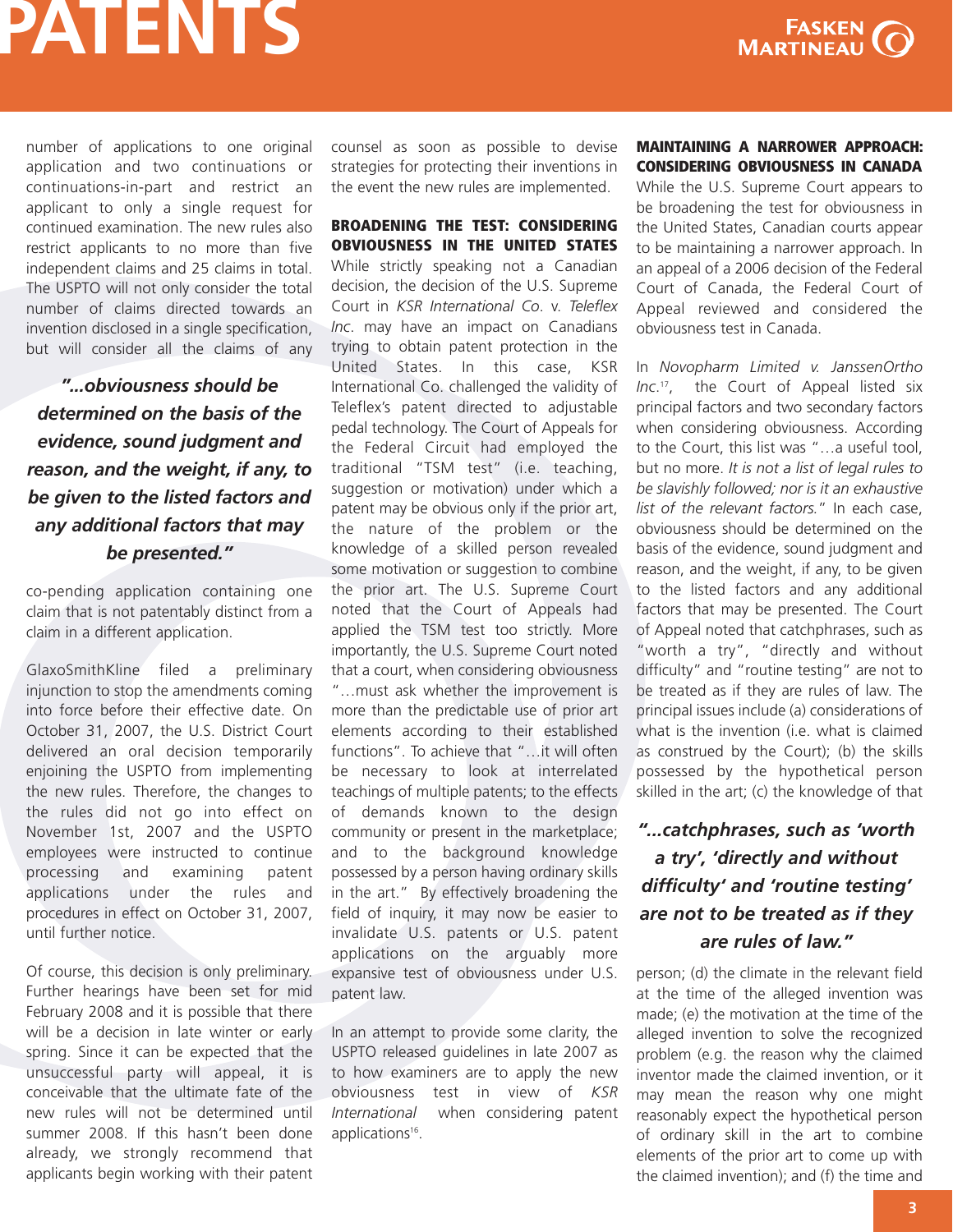number of applications to one original application and two continuations or continuations-in-part and restrict an applicant to only a single request for continued examination. The new rules also restrict applicants to no more than five independent claims and 25 claims in total. The USPTO will not only consider the total number of claims directed towards an invention disclosed in a single specification, but will consider all the claims of any co-pending application containing one claim that is not patentably distinct from a claim in a different application.

> ***"...obviousness should be determined on the basis of the evidence, sound judgment and reason, and the weight, if any, to be given to the listed factors and any additional factors that may be presented."***

GlaxoSmithKline filed a preliminary injunction to stop the amendments coming into force before their effective date. On October 31, 2007, the U.S. District Court delivered an oral decision temporarily enjoining the USPTO from implementing the new rules. Therefore, the changes to the rules did not go into effect on November 1st, 2007 and the USPTO employees were instructed to continue processing and examining patent applications under the rules and procedures in effect on October 31, 2007, until further notice.

Of course, this decision is only preliminary. Further hearings have been set for mid February 2008 and it is possible that there will be a decision in late winter or early spring. Since it can be expected that the unsuccessful party will appeal, it is conceivable that the ultimate fate of the new rules will not be determined until summer 2008. If this hasn't been done already, we strongly recommend that applicants begin working with their patent counsel as soon as possible to devise strategies for protecting their inventions in the event the new rules are implemented.

## BROADENING THE TEST: CONSIDERING OBVIOUSNESS IN THE UNITED STATES

While strictly speaking not a Canadian decision, the decision of the U.S. Supreme Court in *KSR International Co.* v. *Teleflex Inc.* may have an impact on Canadians trying to obtain patent protection in the United States. In this case, KSR International Co. challenged the validity of Teleflex's patent directed to adjustable pedal technology. The Court of Appeals for the Federal Circuit had employed the traditional "TSM test" (i.e. teaching, suggestion or motivation) under which a patent may be obvious only if the prior art, the nature of the problem or the knowledge of a skilled person revealed some motivation or suggestion to combine the prior art. The U.S. Supreme Court noted that the Court of Appeals had applied the TSM test too strictly. More importantly, the U.S. Supreme Court noted that a court, when considering obviousness "…must ask whether the improvement is more than the predictable use of prior art elements according to their established functions". To achieve that "…it will often be necessary to look at interrelated teachings of multiple patents; to the effects of demands known to the design community or present in the marketplace; and to the background knowledge possessed by a person having ordinary skills in the art." By effectively broadening the field of inquiry, it may now be easier to invalidate U.S. patents or U.S. patent applications on the arguably more expansive test of obviousness under U.S. patent law.

In an attempt to provide some clarity, the USPTO released guidelines in late 2007 as to how examiners are to apply the new obviousness test in view of *KSR International* when considering patent applications[16].

## MAINTAINING A NARROWER APPROACH: CONSIDERING OBVIOUSNESS IN CANADA

While the U.S. Supreme Court appears to be broadening the test for obviousness in the United States, Canadian courts appear to be maintaining a narrower approach. In an appeal of a 2006 decision of the Federal Court of Canada, the Federal Court of Appeal reviewed and considered the obviousness test in Canada.

In *Novopharm Limited v. JanssenOrtho Inc.*[17], the Court of Appeal listed six principal factors and two secondary factors when considering obviousness. According to the Court, this list was "…a useful tool, but no more. *It is not a list of legal rules to be slavishly followed; nor is it an exhaustive list of the relevant factors.*" In each case, obviousness should be determined on the basis of the evidence, sound judgment and reason, and the weight, if any, to be given to the listed factors and any additional factors that may be presented. The Court of Appeal noted that catchphrases, such as "worth a try", "directly and without difficulty" and "routine testing" are not to be treated as if they are rules of law. The principal issues include (a) considerations of what is the invention (i.e. what is claimed as construed by the Court); (b) the skills possessed by the hypothetical person skilled in the art; (c) the knowledge of that person; (d) the climate in the relevant field at the time of the alleged invention was made; (e) the motivation at the time of the alleged invention to solve the recognized problem (e.g. the reason why the claimed inventor made the claimed invention, or it may mean the reason why one might reasonably expect the hypothetical person of ordinary skill in the art to combine elements of the prior art to come up with the claimed invention); and (f) the time and

> ***"...catchphrases, such as 'worth a try', 'directly and without difficulty' and 'routine testing' are not to be treated as if they are rules of law."***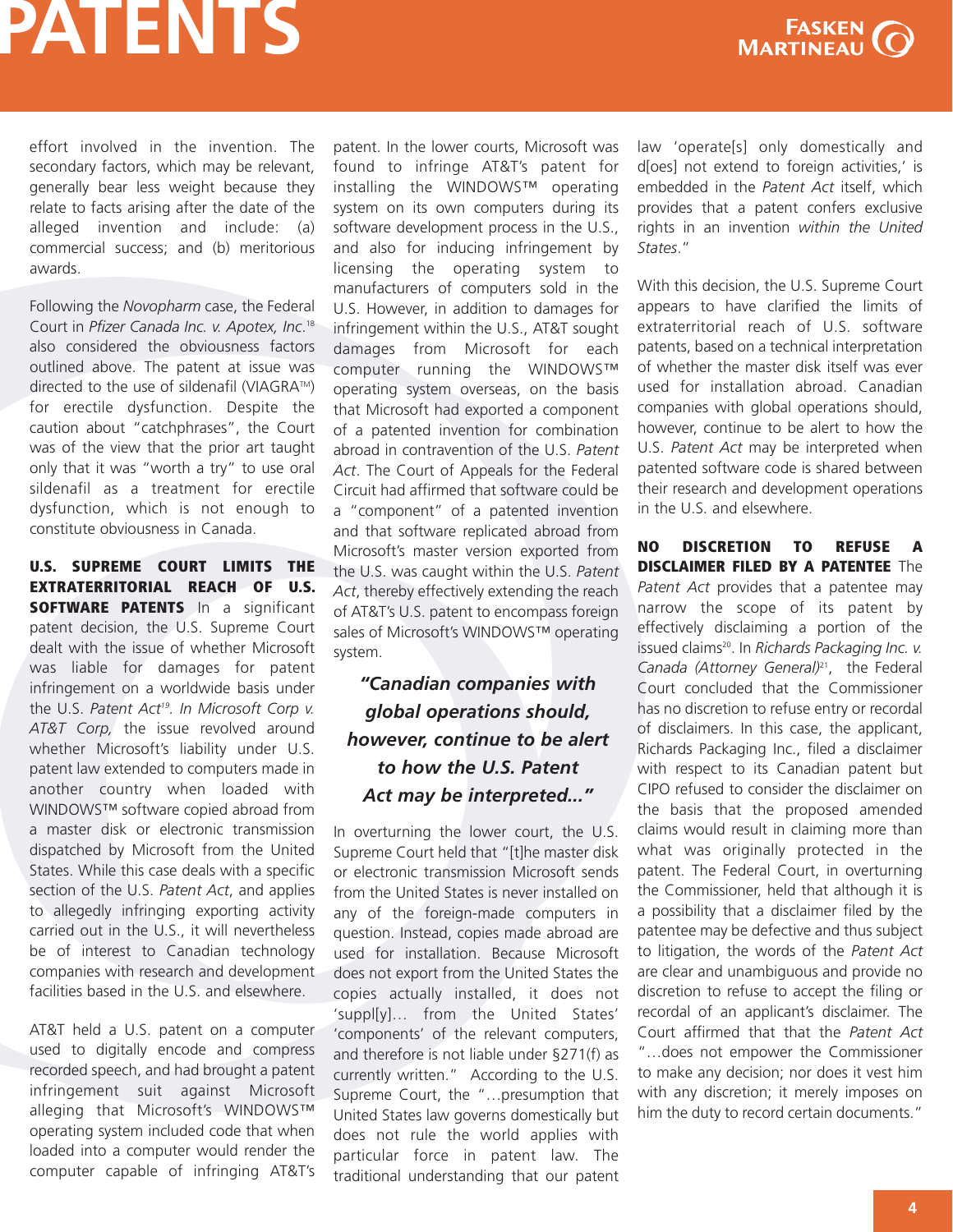effort involved in the invention. The secondary factors, which may be relevant, generally bear less weight because they relate to facts arising after the date of the alleged invention and include: (a) commercial success; and (b) meritorious awards.

Following the *Novopharm* case, the Federal Court in *Pfizer Canada Inc. v. Apotex, Inc.*[18] also considered the obviousness factors outlined above. The patent at issue was directed to the use of sildenafil (VIAGRA™) for erectile dysfunction. Despite the caution about "catchphrases", the Court was of the view that the prior art taught only that it was "worth a try" to use oral sildenafil as a treatment for erectile dysfunction, which is not enough to constitute obviousness in Canada.

**U.S. SUPREME COURT LIMITS THE EXTRATERRITORIAL REACH OF U.S. SOFTWARE PATENTS** In a significant patent decision, the U.S. Supreme Court dealt with the issue of whether Microsoft was liable for damages for patent infringement on a worldwide basis under the U.S. *Patent Act*[19]. In *Microsoft Corp v. AT&T Corp*, the issue revolved around whether Microsoft's liability under U.S. patent law extended to computers made in another country when loaded with WINDOWS™ software copied abroad from a master disk or electronic transmission dispatched by Microsoft from the United States. While this case deals with a specific section of the U.S. *Patent Act*, and applies to allegedly infringing exporting activity carried out in the U.S., it will nevertheless be of interest to Canadian technology companies with research and development facilities based in the U.S. and elsewhere.

AT&T held a U.S. patent on a computer used to digitally encode and compress recorded speech, and had brought a patent infringement suit against Microsoft alleging that Microsoft's WINDOWS™ operating system included code that when loaded into a computer would render the computer capable of infringing AT&T's patent. In the lower courts, Microsoft was found to infringe AT&T's patent for installing the WINDOWS™ operating system on its own computers during its software development process in the U.S., and also for inducing infringement by licensing the operating system to manufacturers of computers sold in the U.S. However, in addition to damages for infringement within the U.S., AT&T sought damages from Microsoft for each computer running the WINDOWS™ operating system overseas, on the basis that Microsoft had exported a component of a patented invention for combination abroad in contravention of the U.S. *Patent Act*. The Court of Appeals for the Federal Circuit had affirmed that software could be a "component" of a patented invention and that software replicated abroad from Microsoft's master version exported from the U.S. was caught within the U.S. *Patent Act*, thereby effectively extending the reach of AT&T's U.S. patent to encompass foreign sales of Microsoft's WINDOWS™ operating system.

> ***"Canadian companies with global operations should, however, continue to be alert to how the U.S. Patent Act may be interpreted..."***

In overturning the lower court, the U.S. Supreme Court held that "[t]he master disk or electronic transmission Microsoft sends from the United States is never installed on any of the foreign-made computers in question. Instead, copies made abroad are used for installation. Because Microsoft does not export from the United States the copies actually installed, it does not 'suppl[y]... from the United States' 'components' of the relevant computers, and therefore is not liable under §271(f) as currently written." According to the U.S. Supreme Court, the "...presumption that United States law governs domestically but does not rule the world applies with particular force in patent law. The traditional understanding that our patent law 'operate[s] only domestically and d[oes] not extend to foreign activities,' is embedded in the *Patent Act* itself, which provides that a patent confers exclusive rights in an invention *within the United States*."

With this decision, the U.S. Supreme Court appears to have clarified the limits of extraterritorial reach of U.S. software patents, based on a technical interpretation of whether the master disk itself was ever used for installation abroad. Canadian companies with global operations should, however, continue to be alert to how the U.S. *Patent Act* may be interpreted when patented software code is shared between their research and development operations in the U.S. and elsewhere.

**NO DISCRETION TO REFUSE A DISCLAIMER FILED BY A PATENTEE** The *Patent Act* provides that a patentee may narrow the scope of its patent by effectively disclaiming a portion of its issued claims[20]. In *Richards Packaging Inc. v. Canada (Attorney General)*[21], the Federal Court concluded that the Commissioner has no discretion to refuse entry or recordal of disclaimers. In this case, the applicant, Richards Packaging Inc., filed a disclaimer with respect to its Canadian patent but CIPO refused to consider the disclaimer on the basis that the proposed amended claims would result in claiming more than what was originally protected in the patent. The Federal Court, in overturning the Commissioner, held that although it is a possibility that a disclaimer filed by the patentee may be defective and thus subject to litigation, the words of the *Patent Act* are clear and unambiguous and provide no discretion to refuse to accept the filing or recordal of an applicant's disclaimer. The Court affirmed that that the *Patent Act* "...does not empower the Commissioner to make any decision; nor does it vest him with any discretion; it merely imposes on him the duty to record certain documents."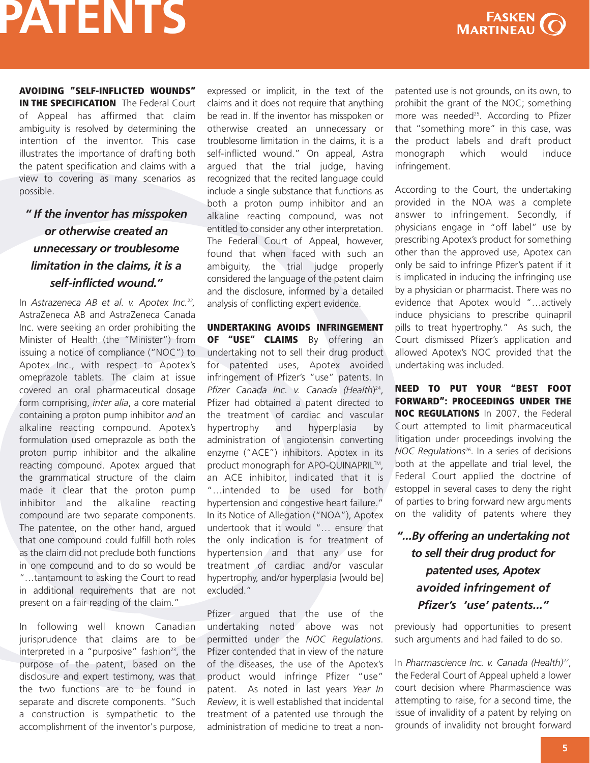**AVOIDING "SELF-INFLICTED WOUNDS" IN THE SPECIFICATION** The Federal Court of Appeal has affirmed that claim ambiguity is resolved by determining the intention of the inventor. This case illustrates the importance of drafting both the patent specification and claims with a view to covering as many scenarios as possible.

> ***" If the inventor has misspoken or otherwise created an unnecessary or troublesome limitation in the claims, it is a self-inflicted wound."***

In *Astrazeneca AB et al. v. Apotex Inc.*[22], AstraZeneca AB and AstraZeneca Canada Inc. were seeking an order prohibiting the Minister of Health (the "Minister") from issuing a notice of compliance ("NOC") to Apotex Inc., with respect to Apotex's omeprazole tablets. The claim at issue covered an oral pharmaceutical dosage form comprising, *inter alia*, a core material containing a proton pump inhibitor *and* an alkaline reacting compound. Apotex's formulation used omeprazole as both the proton pump inhibitor and the alkaline reacting compound. Apotex argued that the grammatical structure of the claim made it clear that the proton pump inhibitor and the alkaline reacting compound are two separate components. The patentee, on the other hand, argued that one compound could fulfill both roles as the claim did not preclude both functions in one compound and to do so would be "…tantamount to asking the Court to read in additional requirements that are not present on a fair reading of the claim."

In following well known Canadian jurisprudence that claims are to be interpreted in a "purposive" fashion[23], the purpose of the patent, based on the disclosure and expert testimony, was that the two functions are to be found in separate and discrete components. "Such a construction is sympathetic to the accomplishment of the inventor's purpose, expressed or implicit, in the text of the claims and it does not require that anything be read in. If the inventor has misspoken or otherwise created an unnecessary or troublesome limitation in the claims, it is a self-inflicted wound." On appeal, Astra argued that the trial judge, having recognized that the recited language could include a single substance that functions as both a proton pump inhibitor and an alkaline reacting compound, was not entitled to consider any other interpretation. The Federal Court of Appeal, however, found that when faced with such an ambiguity, the trial judge properly considered the language of the patent claim and the disclosure, informed by a detailed analysis of conflicting expert evidence.

**UNDERTAKING AVOIDS INFRINGEMENT OF "USE" CLAIMS** By offering an undertaking not to sell their drug product for patented uses, Apotex avoided infringement of Pfizer's "use" patents. In *Pfizer Canada Inc. v. Canada (Health)*[24], Pfizer had obtained a patent directed to the treatment of cardiac and vascular hypertrophy and hyperplasia by administration of angiotensin converting enzyme ("ACE") inhibitors. Apotex in its product monograph for APO-QUINAPRIL™, an ACE inhibitor, indicated that it is "…intended to be used for both hypertension and congestive heart failure." In its Notice of Allegation ("NOA"), Apotex undertook that it would "… ensure that the only indication is for treatment of hypertension and that any use for treatment of cardiac and/or vascular hypertrophy, and/or hyperplasia [would be] excluded."

Pfizer argued that the use of the undertaking noted above was not permitted under the *NOC Regulations*. Pfizer contended that in view of the nature of the diseases, the use of the Apotex's product would infringe Pfizer "use" patent. As noted in last years *Year In Review*, it is well established that incidental treatment of a patented use through the administration of medicine to treat a non-patented use is not grounds, on its own, to prohibit the grant of the NOC; something more was needed[25]. According to Pfizer that "something more" in this case, was the product labels and draft product monograph which would induce infringement.

According to the Court, the undertaking provided in the NOA was a complete answer to infringement. Secondly, if physicians engage in "off label" use by prescribing Apotex's product for something other than the approved use, Apotex can only be said to infringe Pfizer's patent if it is implicated in inducing the infringing use by a physician or pharmacist. There was no evidence that Apotex would "…actively induce physicians to prescribe quinapril pills to treat hypertrophy." As such, the Court dismissed Pfizer's application and allowed Apotex's NOC provided that the undertaking was included.

> ***"…By offering an undertaking not to sell their drug product for patented uses, Apotex avoided infringement of Pfizer's 'use' patents…"***

**NEED TO PUT YOUR "BEST FOOT FORWARD": PROCEEDINGS UNDER THE NOC REGULATIONS** In 2007, the Federal Court attempted to limit pharmaceutical litigation under proceedings involving the *NOC Regulations*[26]. In a series of decisions both at the appellate and trial level, the Federal Court applied the doctrine of estoppel in several cases to deny the right of parties to bring forward new arguments on the validity of patents where they previously had opportunities to present such arguments and had failed to do so.

In *Pharmascience Inc. v. Canada (Health)*[27], the Federal Court of Appeal upheld a lower court decision where Pharmascience was attempting to raise, for a second time, the issue of invalidity of a patent by relying on grounds of invalidity not brought forward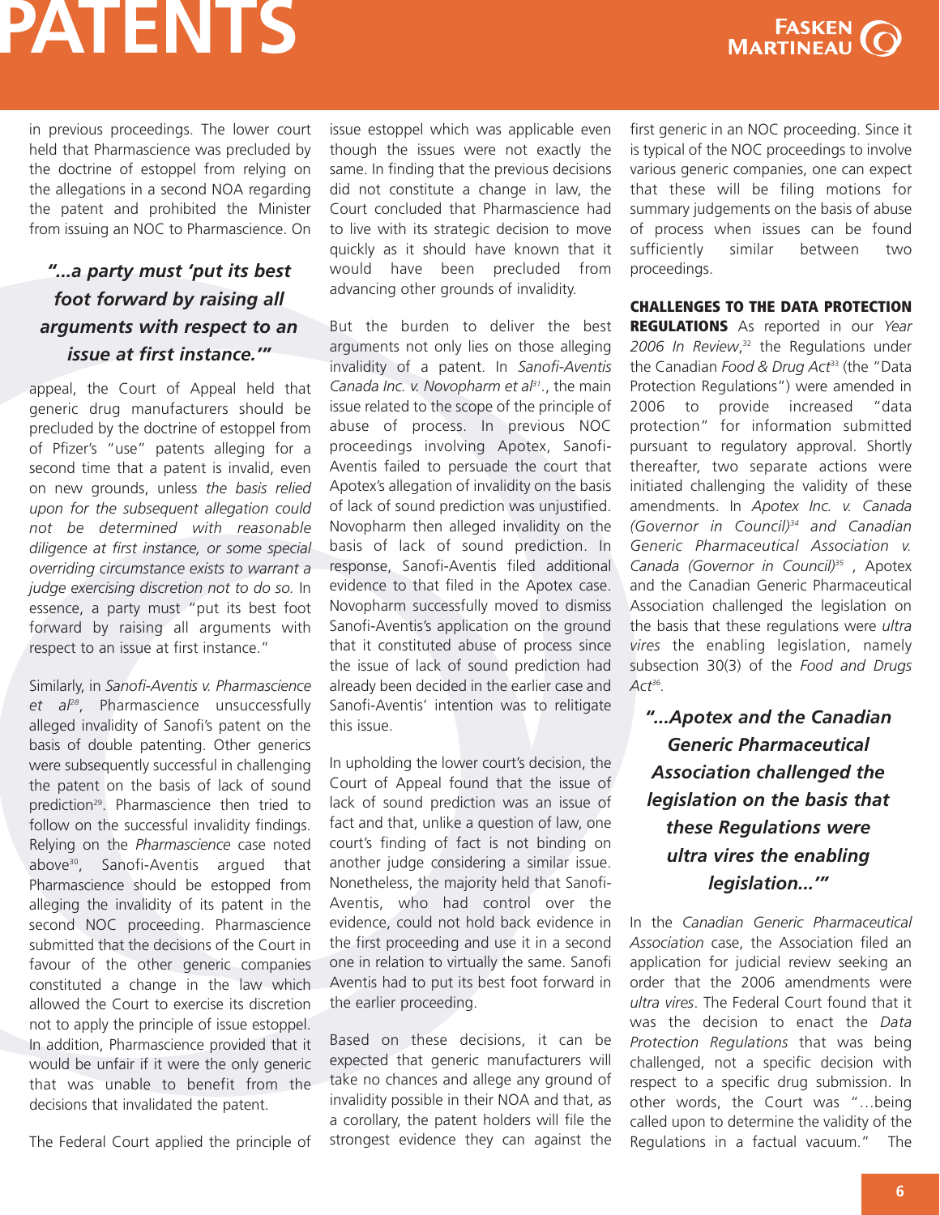in previous proceedings. The lower court held that Pharmascience was precluded by the doctrine of estoppel from relying on the allegations in a second NOA regarding the patent and prohibited the Minister from issuing an NOC to Pharmascience. On appeal, the Court of Appeal held that generic drug manufacturers should be precluded by the doctrine of estoppel from of Pfizer's "use" patents alleging for a second time that a patent is invalid, even on new grounds, unless *the basis relied upon for the subsequent allegation could not be determined with reasonable diligence at first instance, or some special overriding circumstance exists to warrant a judge exercising discretion not to do so.* In essence, a party must "put its best foot forward by raising all arguments with respect to an issue at first instance."

> ***"...a party must 'put its best foot forward by raising all arguments with respect to an issue at first instance.'"***

Similarly, in *Sanofi-Aventis v. Pharmascience et al*[28], Pharmascience unsuccessfully alleged invalidity of Sanofi's patent on the basis of double patenting. Other generics were subsequently successful in challenging the patent on the basis of lack of sound prediction[29]. Pharmascience then tried to follow on the successful invalidity findings. Relying on the *Pharmascience* case noted above[30], Sanofi-Aventis argued that Pharmascience should be estopped from alleging the invalidity of its patent in the second NOC proceeding. Pharmascience submitted that the decisions of the Court in favour of the other generic companies constituted a change in the law which allowed the Court to exercise its discretion not to apply the principle of issue estoppel. In addition, Pharmascience provided that it would be unfair if it were the only generic that was unable to benefit from the decisions that invalidated the patent.

The Federal Court applied the principle of issue estoppel which was applicable even though the issues were not exactly the same. In finding that the previous decisions did not constitute a change in law, the Court concluded that Pharmascience had to live with its strategic decision to move quickly as it should have known that it would have been precluded from advancing other grounds of invalidity.

But the burden to deliver the best arguments not only lies on those alleging invalidity of a patent. In *Sanofi-Aventis Canada Inc. v. Novopharm et al*[31]., the main issue related to the scope of the principle of abuse of process. In previous NOC proceedings involving Apotex, Sanofi-Aventis failed to persuade the court that Apotex's allegation of invalidity on the basis of lack of sound prediction was unjustified. Novopharm then alleged invalidity on the basis of lack of sound prediction. In response, Sanofi-Aventis filed additional evidence to that filed in the Apotex case. Novopharm successfully moved to dismiss Sanofi-Aventis's application on the ground that it constituted abuse of process since the issue of lack of sound prediction had already been decided in the earlier case and Sanofi-Aventis' intention was to relitigate this issue.

In upholding the lower court's decision, the Court of Appeal found that the issue of lack of sound prediction was an issue of fact and that, unlike a question of law, one court's finding of fact is not binding on another judge considering a similar issue. Nonetheless, the majority held that Sanofi-Aventis, who had control over the evidence, could not hold back evidence in the first proceeding and use it in a second one in relation to virtually the same. Sanofi Aventis had to put its best foot forward in the earlier proceeding.

Based on these decisions, it can be expected that generic manufacturers will take no chances and allege any ground of invalidity possible in their NOA and that, as a corollary, the patent holders will file the strongest evidence they can against the first generic in an NOC proceeding. Since it is typical of the NOC proceedings to involve various generic companies, one can expect that these will be filing motions for summary judgements on the basis of abuse of process when issues can be found sufficiently similar between two proceedings.

**CHALLENGES TO THE DATA PROTECTION REGULATIONS** As reported in our *Year 2006 In Review*,[32] the Regulations under the Canadian *Food & Drug Act*[33] (the "Data Protection Regulations") were amended in 2006 to provide increased "data protection" for information submitted pursuant to regulatory approval. Shortly thereafter, two separate actions were initiated challenging the validity of these amendments. In *Apotex Inc. v. Canada (Governor in Council)*[34] *and Canadian Generic Pharmaceutical Association v. Canada (Governor in Council)*[35] , Apotex and the Canadian Generic Pharmaceutical Association challenged the legislation on the basis that these regulations were *ultra vires* the enabling legislation, namely subsection 30(3) of the *Food and Drugs Act*[36].

> ***"...Apotex and the Canadian Generic Pharmaceutical Association challenged the legislation on the basis that these Regulations were ultra vires the enabling legislation...'"***

In the *Canadian Generic Pharmaceutical Association* case, the Association filed an application for judicial review seeking an order that the 2006 amendments were *ultra vires*. The Federal Court found that it was the decision to enact the *Data Protection Regulations* that was being challenged, not a specific decision with respect to a specific drug submission. In other words, the Court was "...being called upon to determine the validity of the Regulations in a factual vacuum." The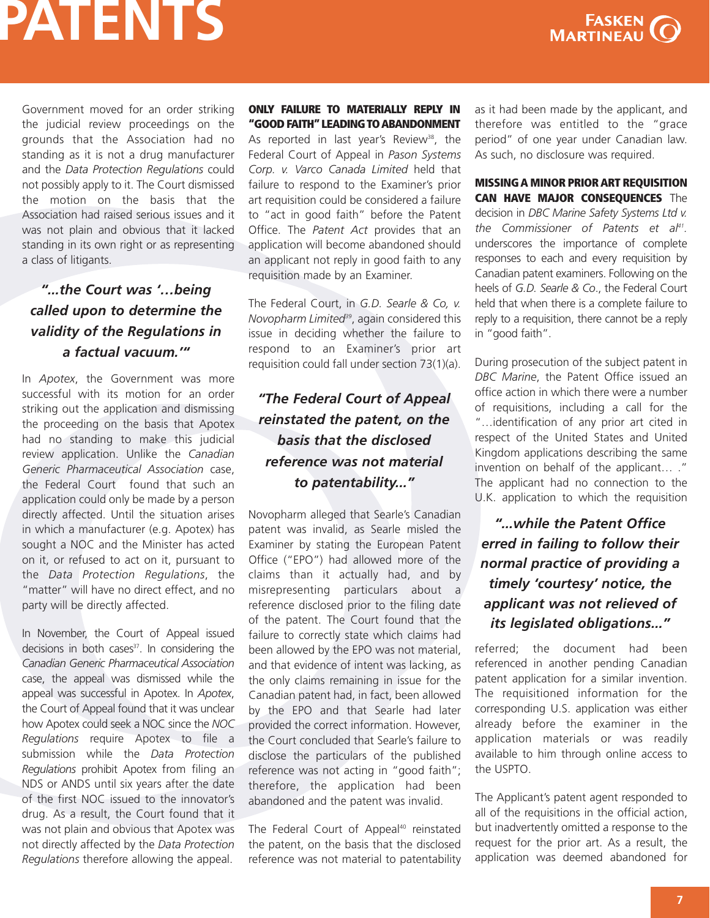Government moved for an order striking the judicial review proceedings on the grounds that the Association had no standing as it is not a drug manufacturer and the *Data Protection Regulations* could not possibly apply to it. The Court dismissed the motion on the basis that the Association had raised serious issues and it was not plain and obvious that it lacked standing in its own right or as representing a class of litigants.

> ***"...the Court was '...being called upon to determine the validity of the Regulations in a factual vacuum.'"***

In *Apotex*, the Government was more successful with its motion for an order striking out the application and dismissing the proceeding on the basis that Apotex had no standing to make this judicial review application. Unlike the *Canadian Generic Pharmaceutical Association* case, the Federal Court found that such an application could only be made by a person directly affected. Until the situation arises in which a manufacturer (e.g. Apotex) has sought a NOC and the Minister has acted on it, or refused to act on it, pursuant to the *Data Protection Regulations*, the "matter" will have no direct effect, and no party will be directly affected.

In November, the Court of Appeal issued decisions in both cases[37]. In considering the *Canadian Generic Pharmaceutical Association* case, the appeal was dismissed while the appeal was successful in Apotex. In *Apotex*, the Court of Appeal found that it was unclear how Apotex could seek a NOC since the *NOC Regulations* require Apotex to file a submission while the *Data Protection Regulations* prohibit Apotex from filing an NDS or ANDS until six years after the date of the first NOC issued to the innovator's drug. As a result, the Court found that it was not plain and obvious that Apotex was not directly affected by the *Data Protection Regulations* therefore allowing the appeal.

**ONLY FAILURE TO MATERIALLY REPLY IN "GOOD FAITH" LEADING TO ABANDONMENT** As reported in last year's Review[38], the Federal Court of Appeal in *Pason Systems Corp. v. Varco Canada Limited* held that failure to respond to the Examiner's prior art requisition could be considered a failure to "act in good faith" before the Patent Office. The *Patent Act* provides that an application will become abandoned should an applicant not reply in good faith to any requisition made by an Examiner.

The Federal Court, in *G.D. Searle & Co, v. Novopharm Limited*[39], again considered this issue in deciding whether the failure to respond to an Examiner's prior art requisition could fall under section 73(1)(a).

> ***"The Federal Court of Appeal reinstated the patent, on the basis that the disclosed reference was not material to patentability..."***

Novopharm alleged that Searle's Canadian patent was invalid, as Searle misled the Examiner by stating the European Patent Office ("EPO") had allowed more of the claims than it actually had, and by misrepresenting particulars about a reference disclosed prior to the filing date of the patent. The Court found that the failure to correctly state which claims had been allowed by the EPO was not material, and that evidence of intent was lacking, as the only claims remaining in issue for the Canadian patent had, in fact, been allowed by the EPO and that Searle had later provided the correct information. However, the Court concluded that Searle's failure to disclose the particulars of the published reference was not acting in "good faith"; therefore, the application had been abandoned and the patent was invalid.

The Federal Court of Appeal[40] reinstated the patent, on the basis that the disclosed reference was not material to patentability as it had been made by the applicant, and therefore was entitled to the "grace period" of one year under Canadian law. As such, no disclosure was required.

**MISSING A MINOR PRIOR ART REQUISITION CAN HAVE MAJOR CONSEQUENCES** The decision in *DBC Marine Safety Systems Ltd v. the Commissioner of Patents et al*[41]. underscores the importance of complete responses to each and every requisition by Canadian patent examiners. Following on the heels of *G.D. Searle & Co.*, the Federal Court held that when there is a complete failure to reply to a requisition, there cannot be a reply in "good faith".

During prosecution of the subject patent in *DBC Marine*, the Patent Office issued an office action in which there were a number of requisitions, including a call for the "...identification of any prior art cited in respect of the United States and United Kingdom applications describing the same invention on behalf of the applicant... ." The applicant had no connection to the U.K. application to which the requisition referred; the document had been referenced in another pending Canadian patent application for a similar invention. The requisitioned information for the corresponding U.S. application was either already before the examiner in the application materials or was readily available to him through online access to the USPTO.

> ***"...while the Patent Office erred in failing to follow their normal practice of providing a timely 'courtesy' notice, the applicant was not relieved of its legislated obligations..."***

The Applicant's patent agent responded to all of the requisitions in the official action, but inadvertently omitted a response to the request for the prior art. As a result, the application was deemed abandoned for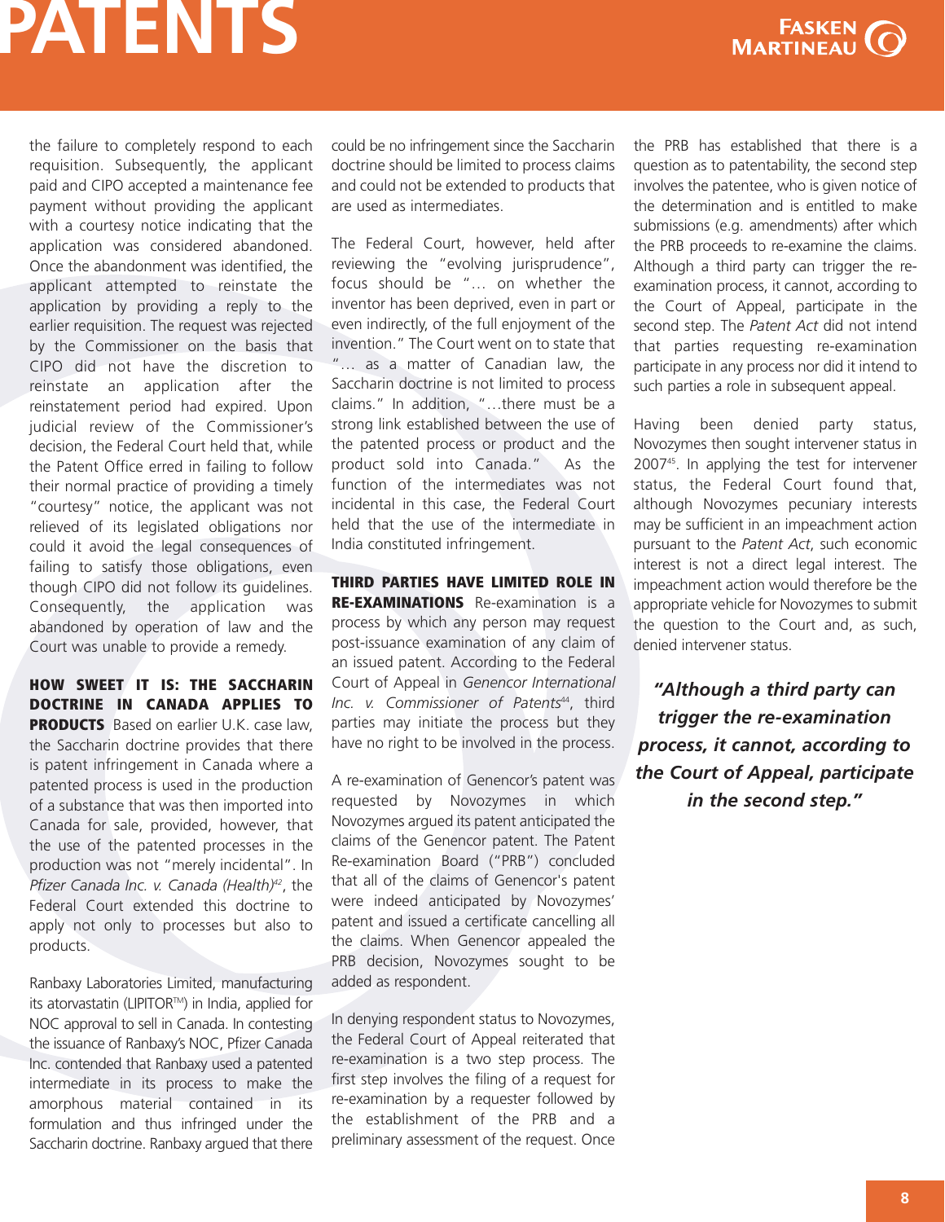the failure to completely respond to each requisition. Subsequently, the applicant paid and CIPO accepted a maintenance fee payment without providing the applicant with a courtesy notice indicating that the application was considered abandoned. Once the abandonment was identified, the applicant attempted to reinstate the application by providing a reply to the earlier requisition. The request was rejected by the Commissioner on the basis that CIPO did not have the discretion to reinstate an application after the reinstatement period had expired. Upon judicial review of the Commissioner's decision, the Federal Court held that, while the Patent Office erred in failing to follow their normal practice of providing a timely "courtesy" notice, the applicant was not relieved of its legislated obligations nor could it avoid the legal consequences of failing to satisfy those obligations, even though CIPO did not follow its guidelines. Consequently, the application was abandoned by operation of law and the Court was unable to provide a remedy.

**HOW SWEET IT IS: THE SACCHARIN DOCTRINE IN CANADA APPLIES TO PRODUCTS** Based on earlier U.K. case law, the Saccharin doctrine provides that there is patent infringement in Canada where a patented process is used in the production of a substance that was then imported into Canada for sale, provided, however, that the use of the patented processes in the production was not "merely incidental". In *Pfizer Canada Inc. v. Canada (Health)*[42], the Federal Court extended this doctrine to apply not only to processes but also to products.

Ranbaxy Laboratories Limited, manufacturing its atorvastatin (LIPITOR™) in India, applied for NOC approval to sell in Canada. In contesting the issuance of Ranbaxy's NOC, Pfizer Canada Inc. contended that Ranbaxy used a patented intermediate in its process to make the amorphous material contained in its formulation and thus infringed under the Saccharin doctrine. Ranbaxy argued that there could be no infringement since the Saccharin doctrine should be limited to process claims and could not be extended to products that are used as intermediates.

The Federal Court, however, held after reviewing the "evolving jurisprudence", focus should be "… on whether the inventor has been deprived, even in part or even indirectly, of the full enjoyment of the invention." The Court went on to state that "… as a matter of Canadian law, the Saccharin doctrine is not limited to process claims." In addition, "…there must be a strong link established between the use of the patented process or product and the product sold into Canada." As the function of the intermediates was not incidental in this case, the Federal Court held that the use of the intermediate in India constituted infringement.

**THIRD PARTIES HAVE LIMITED ROLE IN RE-EXAMINATIONS** Re-examination is a process by which any person may request post-issuance examination of any claim of an issued patent. According to the Federal Court of Appeal in *Genencor International Inc. v. Commissioner of Patents*[44], third parties may initiate the process but they have no right to be involved in the process.

A re-examination of Genencor's patent was requested by Novozymes in which Novozymes argued its patent anticipated the claims of the Genencor patent. The Patent Re-examination Board ("PRB") concluded that all of the claims of Genencor's patent were indeed anticipated by Novozymes' patent and issued a certificate cancelling all the claims. When Genencor appealed the PRB decision, Novozymes sought to be added as respondent.

In denying respondent status to Novozymes, the Federal Court of Appeal reiterated that re-examination is a two step process. The first step involves the filing of a request for re-examination by a requester followed by the establishment of the PRB and a preliminary assessment of the request. Once the PRB has established that there is a question as to patentability, the second step involves the patentee, who is given notice of the determination and is entitled to make submissions (e.g. amendments) after which the PRB proceeds to re-examine the claims. Although a third party can trigger the re-examination process, it cannot, according to the Court of Appeal, participate in the second step. The *Patent Act* did not intend that parties requesting re-examination participate in any process nor did it intend to such parties a role in subsequent appeal.

Having been denied party status, Novozymes then sought intervener status in 2007[45]. In applying the test for intervener status, the Federal Court found that, although Novozymes pecuniary interests may be sufficient in an impeachment action pursuant to the *Patent Act*, such economic interest is not a direct legal interest. The impeachment action would therefore be the appropriate vehicle for Novozymes to submit the question to the Court and, as such, denied intervener status.

> ***"Although a third party can trigger the re-examination process, it cannot, according to the Court of Appeal, participate in the second step."***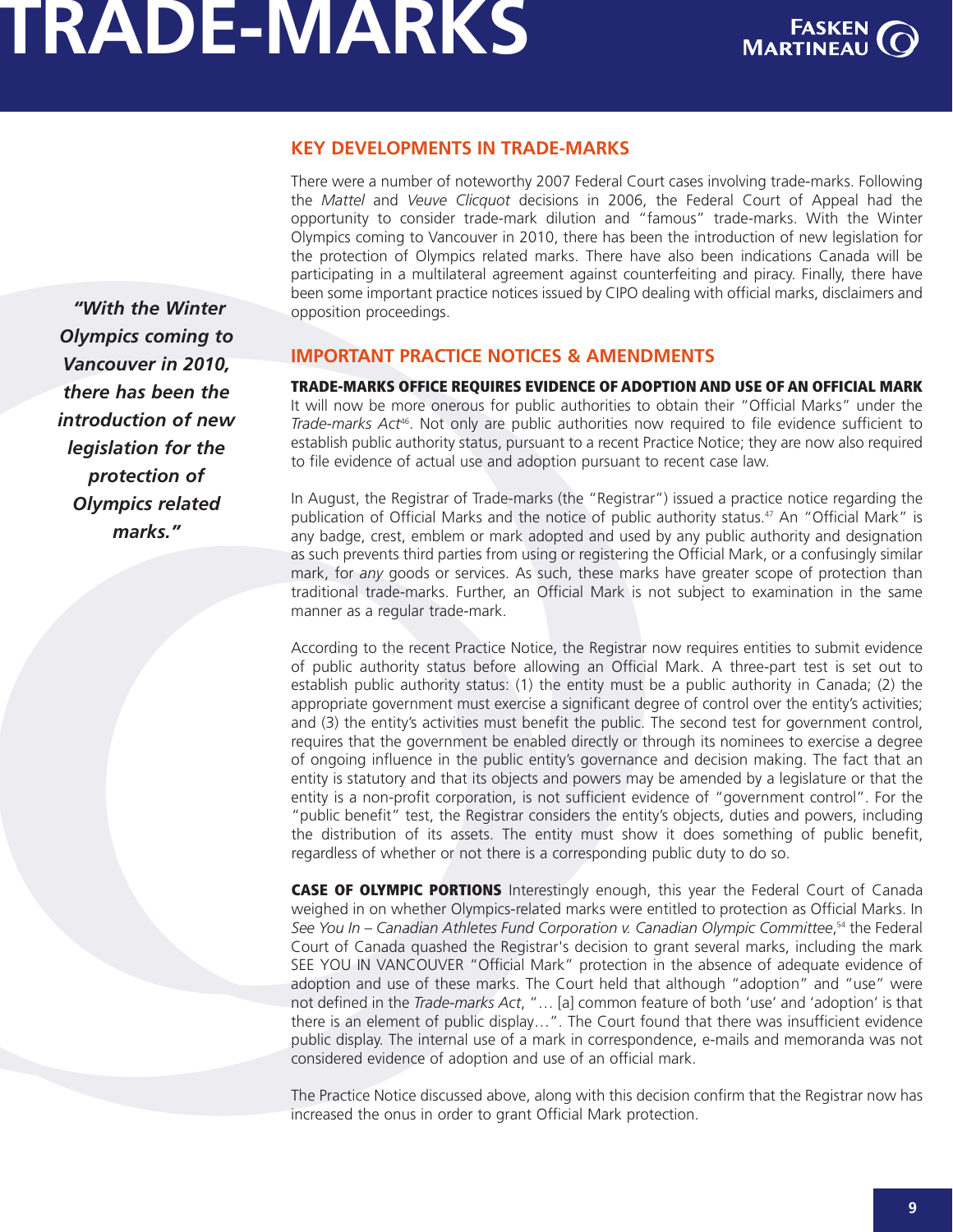# TRADE-MARKS

## KEY DEVELOPMENTS IN TRADE-MARKS

There were a number of noteworthy 2007 Federal Court cases involving trade-marks. Following the *Mattel* and *Veuve Clicquot* decisions in 2006, the Federal Court of Appeal had the opportunity to consider trade-mark dilution and "famous" trade-marks. With the Winter Olympics coming to Vancouver in 2010, there has been the introduction of new legislation for the protection of Olympics related marks. There have also been indications Canada will be participating in a multilateral agreement against counterfeiting and piracy. Finally, there have been some important practice notices issued by CIPO dealing with official marks, disclaimers and opposition proceedings.

> ***"With the Winter Olympics coming to Vancouver in 2010, there has been the introduction of new legislation for the protection of Olympics related marks."***

## IMPORTANT PRACTICE NOTICES & AMENDMENTS

**TRADE-MARKS OFFICE REQUIRES EVIDENCE OF ADOPTION AND USE OF AN OFFICIAL MARK**
It will now be more onerous for public authorities to obtain their "Official Marks" under the *Trade-marks Act*[46]. Not only are public authorities now required to file evidence sufficient to establish public authority status, pursuant to a recent Practice Notice; they are now also required to file evidence of actual use and adoption pursuant to recent case law.

In August, the Registrar of Trade-marks (the "Registrar") issued a practice notice regarding the publication of Official Marks and the notice of public authority status.[47] An "Official Mark" is any badge, crest, emblem or mark adopted and used by any public authority and designation as such prevents third parties from using or registering the Official Mark, or a confusingly similar mark, for *any* goods or services. As such, these marks have greater scope of protection than traditional trade-marks. Further, an Official Mark is not subject to examination in the same manner as a regular trade-mark.

According to the recent Practice Notice, the Registrar now requires entities to submit evidence of public authority status before allowing an Official Mark. A three-part test is set out to establish public authority status: (1) the entity must be a public authority in Canada; (2) the appropriate government must exercise a significant degree of control over the entity's activities; and (3) the entity's activities must benefit the public. The second test for government control, requires that the government be enabled directly or through its nominees to exercise a degree of ongoing influence in the public entity's governance and decision making. The fact that an entity is statutory and that its objects and powers may be amended by a legislature or that the entity is a non-profit corporation, is not sufficient evidence of "government control". For the "public benefit" test, the Registrar considers the entity's objects, duties and powers, including the distribution of its assets. The entity must show it does something of public benefit, regardless of whether or not there is a corresponding public duty to do so.

**CASE OF OLYMPIC PORTIONS** Interestingly enough, this year the Federal Court of Canada weighed in on whether Olympics-related marks were entitled to protection as Official Marks. In *See You In – Canadian Athletes Fund Corporation v. Canadian Olympic Committee*,[54] the Federal Court of Canada quashed the Registrar's decision to grant several marks, including the mark SEE YOU IN VANCOUVER "Official Mark" protection in the absence of adequate evidence of adoption and use of these marks. The Court held that although "adoption" and "use" were not defined in the *Trade-marks Act*, "… [a] common feature of both 'use' and 'adoption' is that there is an element of public display…". The Court found that there was insufficient evidence public display. The internal use of a mark in correspondence, e-mails and memoranda was not considered evidence of adoption and use of an official mark.

The Practice Notice discussed above, along with this decision confirm that the Registrar now has increased the onus in order to grant Official Mark protection.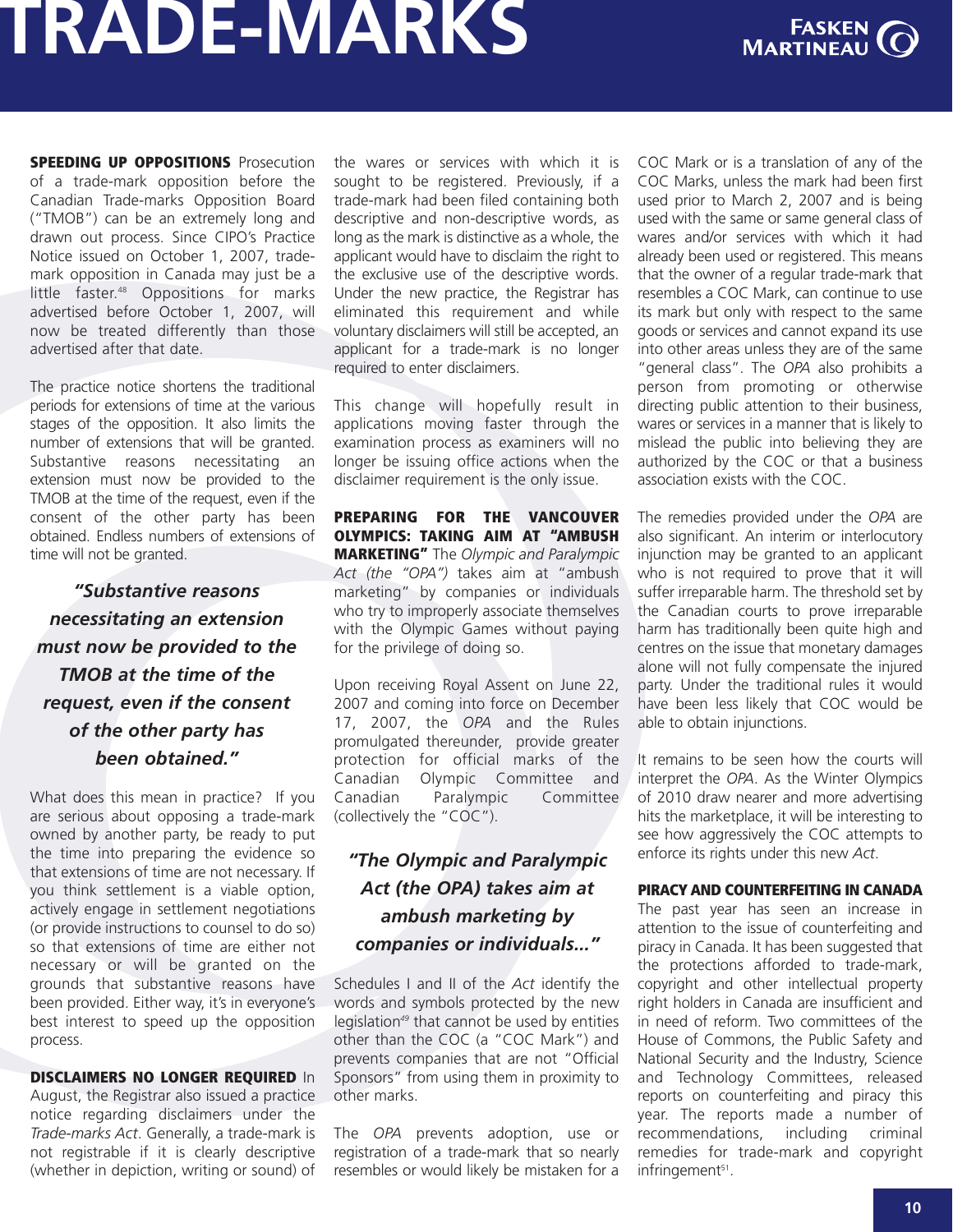**SPEEDING UP OPPOSITIONS** Prosecution of a trade-mark opposition before the Canadian Trade-marks Opposition Board ("TMOB") can be an extremely long and drawn out process. Since CIPO's Practice Notice issued on October 1, 2007, trade-mark opposition in Canada may just be a little faster.[48] Oppositions for marks advertised before October 1, 2007, will now be treated differently than those advertised after that date.

The practice notice shortens the traditional periods for extensions of time at the various stages of the opposition. It also limits the number of extensions that will be granted. Substantive reasons necessitating an extension must now be provided to the TMOB at the time of the request, even if the consent of the other party has been obtained. Endless numbers of extensions of time will not be granted.

> ***"Substantive reasons necessitating an extension must now be provided to the TMOB at the time of the request, even if the consent of the other party has been obtained."***

What does this mean in practice? If you are serious about opposing a trade-mark owned by another party, be ready to put the time into preparing the evidence so that extensions of time are not necessary. If you think settlement is a viable option, actively engage in settlement negotiations (or provide instructions to counsel to do so) so that extensions of time are either not necessary or will be granted on the grounds that substantive reasons have been provided. Either way, it's in everyone's best interest to speed up the opposition process.

**DISCLAIMERS NO LONGER REQUIRED** In August, the Registrar also issued a practice notice regarding disclaimers under the *Trade-marks Act*. Generally, a trade-mark is not registrable if it is clearly descriptive (whether in depiction, writing or sound) of the wares or services with which it is sought to be registered. Previously, if a trade-mark had been filed containing both descriptive and non-descriptive words, as long as the mark is distinctive as a whole, the applicant would have to disclaim the right to the exclusive use of the descriptive words. Under the new practice, the Registrar has eliminated this requirement and while voluntary disclaimers will still be accepted, an applicant for a trade-mark is no longer required to enter disclaimers.

This change will hopefully result in applications moving faster through the examination process as examiners will no longer be issuing office actions when the disclaimer requirement is the only issue.

**PREPARING FOR THE VANCOUVER OLYMPICS: TAKING AIM AT "AMBUSH MARKETING"** The *Olympic and Paralympic Act (the "OPA")* takes aim at "ambush marketing" by companies or individuals who try to improperly associate themselves with the Olympic Games without paying for the privilege of doing so.

Upon receiving Royal Assent on June 22, 2007 and coming into force on December 17, 2007, the *OPA* and the Rules promulgated thereunder, provide greater protection for official marks of the Canadian Olympic Committee and Canadian Paralympic Committee (collectively the "COC").

> ***"The Olympic and Paralympic Act (the OPA) takes aim at ambush marketing by companies or individuals..."***

Schedules I and II of the *Act* identify the words and symbols protected by the new legislation[49] that cannot be used by entities other than the COC (a "COC Mark") and prevents companies that are not "Official Sponsors" from using them in proximity to other marks.

The *OPA* prevents adoption, use or registration of a trade-mark that so nearly resembles or would likely be mistaken for a COC Mark or is a translation of any of the COC Marks, unless the mark had been first used prior to March 2, 2007 and is being used with the same or same general class of wares and/or services with which it had already been used or registered. This means that the owner of a regular trade-mark that resembles a COC Mark, can continue to use its mark but only with respect to the same goods or services and cannot expand its use into other areas unless they are of the same "general class". The *OPA* also prohibits a person from promoting or otherwise directing public attention to their business, wares or services in a manner that is likely to mislead the public into believing they are authorized by the COC or that a business association exists with the COC.

The remedies provided under the *OPA* are also significant. An interim or interlocutory injunction may be granted to an applicant who is not required to prove that it will suffer irreparable harm. The threshold set by the Canadian courts to prove irreparable harm has traditionally been quite high and centres on the issue that monetary damages alone will not fully compensate the injured party. Under the traditional rules it would have been less likely that COC would be able to obtain injunctions.

It remains to be seen how the courts will interpret the *OPA*. As the Winter Olympics of 2010 draw nearer and more advertising hits the marketplace, it will be interesting to see how aggressively the COC attempts to enforce its rights under this new *Act*.

**PIRACY AND COUNTERFEITING IN CANADA** The past year has seen an increase in attention to the issue of counterfeiting and piracy in Canada. It has been suggested that the protections afforded to trade-mark, copyright and other intellectual property right holders in Canada are insufficient and in need of reform. Two committees of the House of Commons, the Public Safety and National Security and the Industry, Science and Technology Committees, released reports on counterfeiting and piracy this year. The reports made a number of recommendations, including criminal remedies for trade-mark and copyright infringement[51].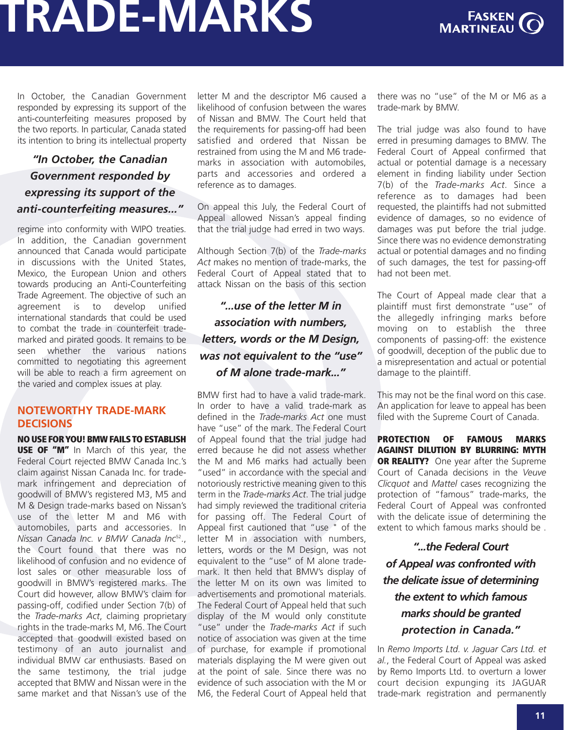In October, the Canadian Government responded by expressing its support of the anti-counterfeiting measures proposed by the two reports. In particular, Canada stated its intention to bring its intellectual property

> *"In October, the Canadian Government responded by expressing its support of the anti-counterfeiting measures..."*

regime into conformity with WIPO treaties. In addition, the Canadian government announced that Canada would participate in discussions with the United States, Mexico, the European Union and others towards producing an Anti-Counterfeiting Trade Agreement. The objective of such an agreement is to develop unified international standards that could be used to combat the trade in counterfeit trade-marked and pirated goods. It remains to be seen whether the various nations committed to negotiating this agreement will be able to reach a firm agreement on the varied and complex issues at play.

## NOTEWORTHY TRADE-MARK DECISIONS

**NO USE FOR YOU! BMW FAILS TO ESTABLISH USE OF "M"** In March of this year, the Federal Court rejected BMW Canada Inc.'s claim against Nissan Canada Inc. for trade-mark infringement and depreciation of goodwill of BMW's registered M3, M5 and M & Design trade-marks based on Nissan's use of the letter M and M6 with automobiles, parts and accessories. In *Nissan Canada Inc. v BMW Canada Inc*[52]., the Court found that there was no likelihood of confusion and no evidence of lost sales or other measurable loss of goodwill in BMW's registered marks. The Court did however, allow BMW's claim for passing-off, codified under Section 7(b) of the *Trade-marks Act*, claiming proprietary rights in the trade-marks M, M6. The Court accepted that goodwill existed based on testimony of an auto journalist and individual BMW car enthusiasts. Based on the same testimony, the trial judge accepted that BMW and Nissan were in the same market and that Nissan's use of the letter M and the descriptor M6 caused a likelihood of confusion between the wares of Nissan and BMW. The Court held that the requirements for passing-off had been satisfied and ordered that Nissan be restrained from using the M and M6 trade-marks in association with automobiles, parts and accessories and ordered a reference as to damages.

On appeal this July, the Federal Court of Appeal allowed Nissan's appeal finding that the trial judge had erred in two ways.

Although Section 7(b) of the *Trade-marks Act* makes no mention of trade-marks, the Federal Court of Appeal stated that to attack Nissan on the basis of this section

> *"...use of the letter M in association with numbers, letters, words or the M Design, was not equivalent to the "use" of M alone trade-mark..."*

BMW first had to have a valid trade-mark. In order to have a valid trade-mark as defined in the *Trade-marks Act* one must have "use" of the mark. The Federal Court of Appeal found that the trial judge had erred because he did not assess whether the M and M6 marks had actually been "used" in accordance with the special and notoriously restrictive meaning given to this term in the *Trade-marks Act*. The trial judge had simply reviewed the traditional criteria for passing off. The Federal Court of Appeal first cautioned that "use " of the letter M in association with numbers, letters, words or the M Design, was not equivalent to the "use" of M alone trade-mark. It then held that BMW's display of the letter M on its own was limited to advertisements and promotional materials. The Federal Court of Appeal held that such display of the M would only constitute "use" under the *Trade-marks Act* if such notice of association was given at the time of purchase, for example if promotional materials displaying the M were given out at the point of sale. Since there was no evidence of such association with the M or M6, the Federal Court of Appeal held that there was no "use" of the M or M6 as a trade-mark by BMW.

The trial judge was also found to have erred in presuming damages to BMW. The Federal Court of Appeal confirmed that actual or potential damage is a necessary element in finding liability under Section 7(b) of the *Trade-marks Act*. Since a reference as to damages had been requested, the plaintiffs had not submitted evidence of damages, so no evidence of damages was put before the trial judge. Since there was no evidence demonstrating actual or potential damages and no finding of such damages, the test for passing-off had not been met.

The Court of Appeal made clear that a plaintiff must first demonstrate "use" of the allegedly infringing marks before moving on to establish the three components of passing-off: the existence of goodwill, deception of the public due to a misrepresentation and actual or potential damage to the plaintiff.

This may not be the final word on this case. An application for leave to appeal has been filed with the Supreme Court of Canada.

**PROTECTION OF FAMOUS MARKS AGAINST DILUTION BY BLURRING: MYTH OR REALITY?** One year after the Supreme Court of Canada decisions in the *Veuve Clicquot* and *Mattel* cases recognizing the protection of "famous" trade-marks, the Federal Court of Appeal was confronted with the delicate issue of determining the extent to which famous marks should be .

> *"...the Federal Court of Appeal was confronted with the delicate issue of determining the extent to which famous marks should be granted protection in Canada."*

In *Remo Imports Ltd. v. Jaguar Cars Ltd. et al.*, the Federal Court of Appeal was asked by Remo Imports Ltd. to overturn a lower court decision expunging its JAGUAR trade-mark registration and permanently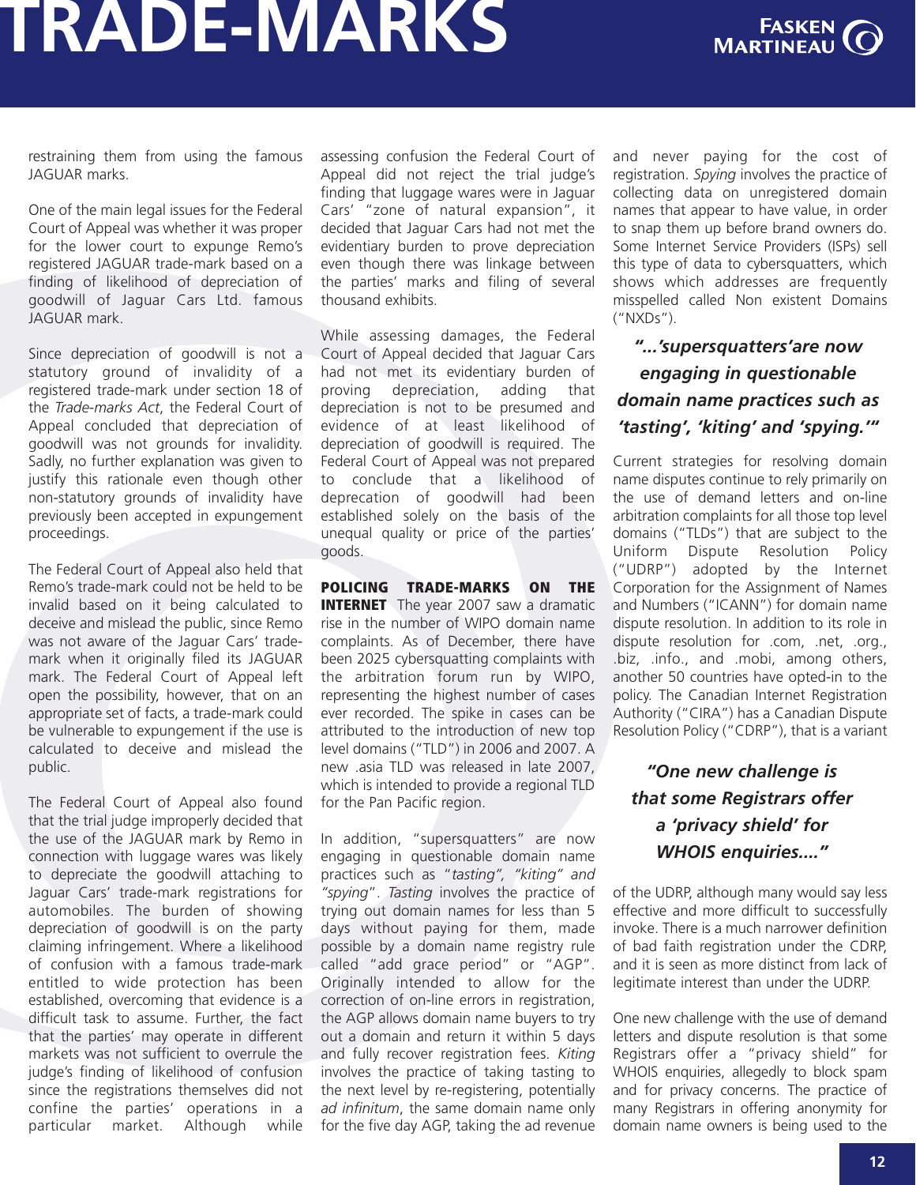restraining them from using the famous JAGUAR marks.

One of the main legal issues for the Federal Court of Appeal was whether it was proper for the lower court to expunge Remo's registered JAGUAR trade-mark based on a finding of likelihood of depreciation of goodwill of Jaguar Cars Ltd. famous JAGUAR mark.

Since depreciation of goodwill is not a statutory ground of invalidity of a registered trade-mark under section 18 of the *Trade-marks Act*, the Federal Court of Appeal concluded that depreciation of goodwill was not grounds for invalidity. Sadly, no further explanation was given to justify this rationale even though other non-statutory grounds of invalidity have previously been accepted in expungement proceedings.

The Federal Court of Appeal also held that Remo's trade-mark could not be held to be invalid based on it being calculated to deceive and mislead the public, since Remo was not aware of the Jaguar Cars' trade-mark when it originally filed its JAGUAR mark. The Federal Court of Appeal left open the possibility, however, that on an appropriate set of facts, a trade-mark could be vulnerable to expungement if the use is calculated to deceive and mislead the public.

The Federal Court of Appeal also found that the trial judge improperly decided that the use of the JAGUAR mark by Remo in connection with luggage wares was likely to depreciate the goodwill attaching to Jaguar Cars' trade-mark registrations for automobiles. The burden of showing depreciation of goodwill is on the party claiming infringement. Where a likelihood of confusion with a famous trade-mark entitled to wide protection has been established, overcoming that evidence is a difficult task to assume. Further, the fact that the parties' may operate in different markets was not sufficient to overrule the judge's finding of likelihood of confusion since the registrations themselves did not confine the parties' operations in a particular market. Although while assessing confusion the Federal Court of Appeal did not reject the trial judge's finding that luggage wares were in Jaguar Cars' "zone of natural expansion", it decided that Jaguar Cars had not met the evidentiary burden to prove depreciation even though there was linkage between the parties' marks and filing of several thousand exhibits.

While assessing damages, the Federal Court of Appeal decided that Jaguar Cars had not met its evidentiary burden of proving depreciation, adding that depreciation is not to be presumed and evidence of at least likelihood of depreciation of goodwill is required. The Federal Court of Appeal was not prepared to conclude that a likelihood of deprecation of goodwill had been established solely on the basis of the unequal quality or price of the parties' goods.

**POLICING TRADE-MARKS ON THE INTERNET** The year 2007 saw a dramatic rise in the number of WIPO domain name complaints. As of December, there have been 2025 cybersquatting complaints with the arbitration forum run by WIPO, representing the highest number of cases ever recorded. The spike in cases can be attributed to the introduction of new top level domains ("TLD") in 2006 and 2007. A new .asia TLD was released in late 2007, which is intended to provide a regional TLD for the Pan Pacific region.

In addition, "supersquatters" are now engaging in questionable domain name practices such as "*tasting", "kiting" and "spying*". *Tasting* involves the practice of trying out domain names for less than 5 days without paying for them, made possible by a domain name registry rule called "add grace period" or "AGP". Originally intended to allow for the correction of on-line errors in registration, the AGP allows domain name buyers to try out a domain and return it within 5 days and fully recover registration fees. *Kiting* involves the practice of taking tasting to the next level by re-registering, potentially *ad infinitum*, the same domain name only for the five day AGP, taking the ad revenue and never paying for the cost of registration. *Spying* involves the practice of collecting data on unregistered domain names that appear to have value, in order to snap them up before brand owners do. Some Internet Service Providers (ISPs) sell this type of data to cybersquatters, which shows which addresses are frequently misspelled called Non existent Domains ("NXDs").

> ***"...'supersquatters'are now engaging in questionable domain name practices such as 'tasting', 'kiting' and 'spying.'"***

Current strategies for resolving domain name disputes continue to rely primarily on the use of demand letters and on-line arbitration complaints for all those top level domains ("TLDs") that are subject to the Uniform Dispute Resolution Policy ("UDRP") adopted by the Internet Corporation for the Assignment of Names and Numbers ("ICANN") for domain name dispute resolution. In addition to its role in dispute resolution for .com, .net, .org., .biz, .info., and .mobi, among others, another 50 countries have opted-in to the policy. The Canadian Internet Registration Authority ("CIRA") has a Canadian Dispute Resolution Policy ("CDRP"), that is a variant of the UDRP, although many would say less effective and more difficult to successfully invoke. There is a much narrower definition of bad faith registration under the CDRP, and it is seen as more distinct from lack of legitimate interest than under the UDRP.

> ***"One new challenge is that some Registrars offer a 'privacy shield' for WHOIS enquiries...."***

One new challenge with the use of demand letters and dispute resolution is that some Registrars offer a "privacy shield" for WHOIS enquiries, allegedly to block spam and for privacy concerns. The practice of many Registrars in offering anonymity for domain name owners is being used to the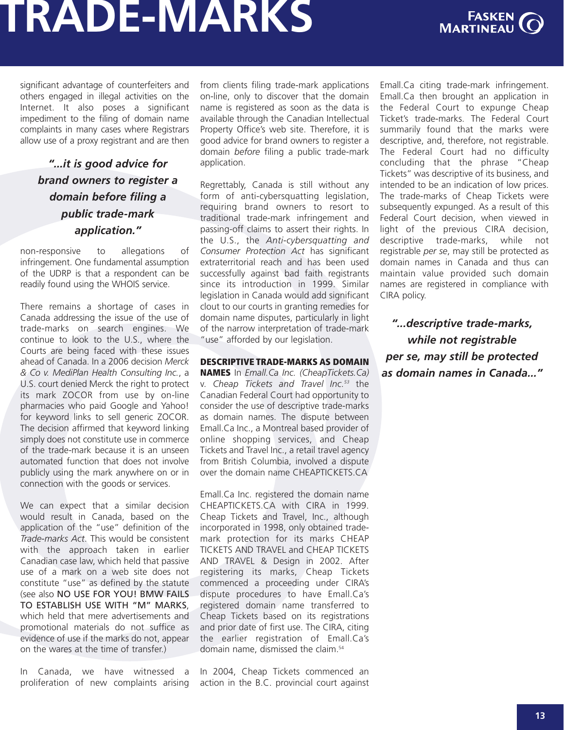significant advantage of counterfeiters and others engaged in illegal activities on the Internet. It also poses a significant impediment to the filing of domain name complaints in many cases where Registrars allow use of a proxy registrant and are then non-responsive to allegations of infringement. One fundamental assumption of the UDRP is that a respondent can be readily found using the WHOIS service.

> ***"...it is good advice for brand owners to register a domain before filing a public trade-mark application."***

There remains a shortage of cases in Canada addressing the issue of the use of trade-marks on search engines. We continue to look to the U.S., where the Courts are being faced with these issues ahead of Canada. In a 2006 decision *Merck & Co v. MediPlan Health Consulting Inc.*, a U.S. court denied Merck the right to protect its mark ZOCOR from use by on-line pharmacies who paid Google and Yahoo! for keyword links to sell generic ZOCOR. The decision affirmed that keyword linking simply does not constitute use in commerce of the trade-mark because it is an unseen automated function that does not involve publicly using the mark anywhere on or in connection with the goods or services.

We can expect that a similar decision would result in Canada, based on the application of the "use" definition of the *Trade-marks Act*. This would be consistent with the approach taken in earlier Canadian case law, which held that passive use of a mark on a web site does not constitute "use" as defined by the statute (see also NO USE FOR YOU! BMW FAILS TO ESTABLISH USE WITH "M" MARKS, which held that mere advertisements and promotional materials do not suffice as evidence of use if the marks do not, appear on the wares at the time of transfer.)

In Canada, we have witnessed a proliferation of new complaints arising from clients filing trade-mark applications on-line, only to discover that the domain name is registered as soon as the data is available through the Canadian Intellectual Property Office's web site. Therefore, it is good advice for brand owners to register a domain *before* filing a public trade-mark application.

Regrettably, Canada is still without any form of anti-cybersquatting legislation, requiring brand owners to resort to traditional trade-mark infringement and passing-off claims to assert their rights. In the U.S., the *Anti-cybersquatting and Consumer Protection Act* has significant extraterritorial reach and has been used successfully against bad faith registrants since its introduction in 1999. Similar legislation in Canada would add significant clout to our courts in granting remedies for domain name disputes, particularly in light of the narrow interpretation of trade-mark "use" afforded by our legislation.

**DESCRIPTIVE TRADE-MARKS AS DOMAIN NAMES** In *Emall.Ca Inc. (CheapTickets.Ca) v. Cheap Tickets and Travel Inc.*[53] the Canadian Federal Court had opportunity to consider the use of descriptive trade-marks as domain names. The dispute between Emall.Ca Inc., a Montreal based provider of online shopping services, and Cheap Tickets and Travel Inc., a retail travel agency from British Columbia, involved a dispute over the domain name CHEAPTICKETS.CA

Emall.Ca Inc. registered the domain name CHEAPTICKETS.CA with CIRA in 1999. Cheap Tickets and Travel, Inc., although incorporated in 1998, only obtained trade-mark protection for its marks CHEAP TICKETS AND TRAVEL and CHEAP TICKETS AND TRAVEL & Design in 2002. After registering its marks, Cheap Tickets commenced a proceeding under CIRA's dispute procedures to have Emall.Ca's registered domain name transferred to Cheap Tickets based on its registrations and prior date of first use. The CIRA, citing the earlier registration of Emall.Ca's domain name, dismissed the claim.[54]

In 2004, Cheap Tickets commenced an action in the B.C. provincial court against Emall.Ca citing trade-mark infringement. Emall.Ca then brought an application in the Federal Court to expunge Cheap Ticket's trade-marks. The Federal Court summarily found that the marks were descriptive, and, therefore, not registrable. The Federal Court had no difficulty concluding that the phrase "Cheap Tickets" was descriptive of its business, and intended to be an indication of low prices. The trade-marks of Cheap Tickets were subsequently expunged. As a result of this Federal Court decision, when viewed in light of the previous CIRA decision, descriptive trade-marks, while not registrable *per se*, may still be protected as domain names in Canada and thus can maintain value provided such domain names are registered in compliance with CIRA policy.

> ***"...descriptive trade-marks, while not registrable per se, may still be protected as domain names in Canada..."***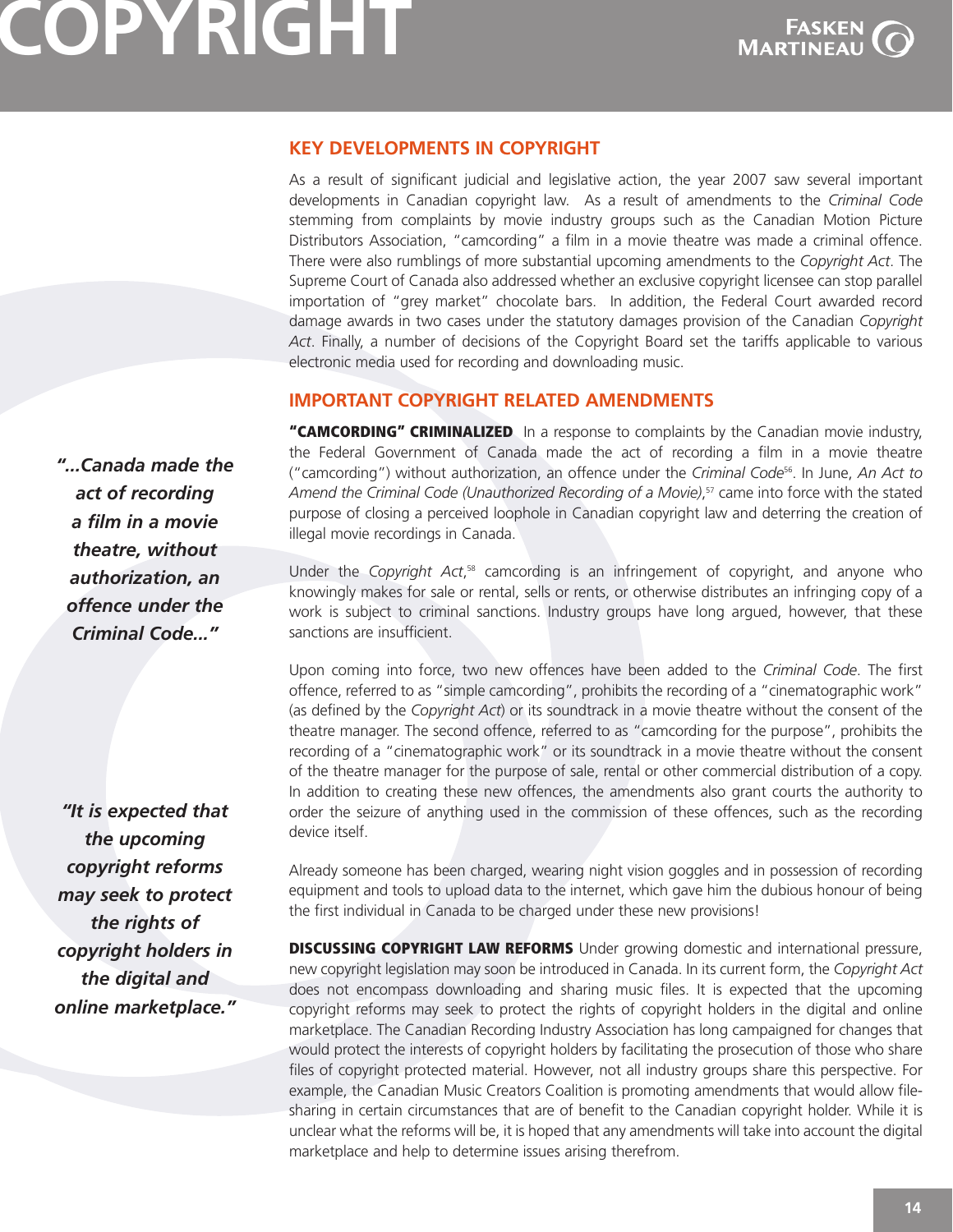# COPYRIGHT

## KEY DEVELOPMENTS IN COPYRIGHT

As a result of significant judicial and legislative action, the year 2007 saw several important developments in Canadian copyright law. As a result of amendments to the *Criminal Code* stemming from complaints by movie industry groups such as the Canadian Motion Picture Distributors Association, "camcording" a film in a movie theatre was made a criminal offence. There were also rumblings of more substantial upcoming amendments to the *Copyright Act*. The Supreme Court of Canada also addressed whether an exclusive copyright licensee can stop parallel importation of "grey market" chocolate bars. In addition, the Federal Court awarded record damage awards in two cases under the statutory damages provision of the Canadian *Copyright Act*. Finally, a number of decisions of the Copyright Board set the tariffs applicable to various electronic media used for recording and downloading music.

## IMPORTANT COPYRIGHT RELATED AMENDMENTS

***"...Canada made the act of recording a film in a movie theatre, without authorization, an offence under the Criminal Code..."***

**"CAMCORDING" CRIMINALIZED** In a response to complaints by the Canadian movie industry, the Federal Government of Canada made the act of recording a film in a movie theatre ("camcording") without authorization, an offence under the *Criminal Code*[56]. In June, *An Act to Amend the Criminal Code (Unauthorized Recording of a Movie)*,[57] came into force with the stated purpose of closing a perceived loophole in Canadian copyright law and deterring the creation of illegal movie recordings in Canada.

Under the *Copyright Act*,[58] camcording is an infringement of copyright, and anyone who knowingly makes for sale or rental, sells or rents, or otherwise distributes an infringing copy of a work is subject to criminal sanctions. Industry groups have long argued, however, that these sanctions are insufficient.

Upon coming into force, two new offences have been added to the *Criminal Code*. The first offence, referred to as "simple camcording", prohibits the recording of a "cinematographic work" (as defined by the *Copyright Act*) or its soundtrack in a movie theatre without the consent of the theatre manager. The second offence, referred to as "camcording for the purpose", prohibits the recording of a "cinematographic work" or its soundtrack in a movie theatre without the consent of the theatre manager for the purpose of sale, rental or other commercial distribution of a copy. In addition to creating these new offences, the amendments also grant courts the authority to order the seizure of anything used in the commission of these offences, such as the recording device itself.

Already someone has been charged, wearing night vision goggles and in possession of recording equipment and tools to upload data to the internet, which gave him the dubious honour of being the first individual in Canada to be charged under these new provisions!

***"It is expected that the upcoming copyright reforms may seek to protect the rights of copyright holders in the digital and online marketplace."***

**DISCUSSING COPYRIGHT LAW REFORMS** Under growing domestic and international pressure, new copyright legislation may soon be introduced in Canada. In its current form, the *Copyright Act* does not encompass downloading and sharing music files. It is expected that the upcoming copyright reforms may seek to protect the rights of copyright holders in the digital and online marketplace. The Canadian Recording Industry Association has long campaigned for changes that would protect the interests of copyright holders by facilitating the prosecution of those who share files of copyright protected material. However, not all industry groups share this perspective. For example, the Canadian Music Creators Coalition is promoting amendments that would allow file-sharing in certain circumstances that are of benefit to the Canadian copyright holder. While it is unclear what the reforms will be, it is hoped that any amendments will take into account the digital marketplace and help to determine issues arising therefrom.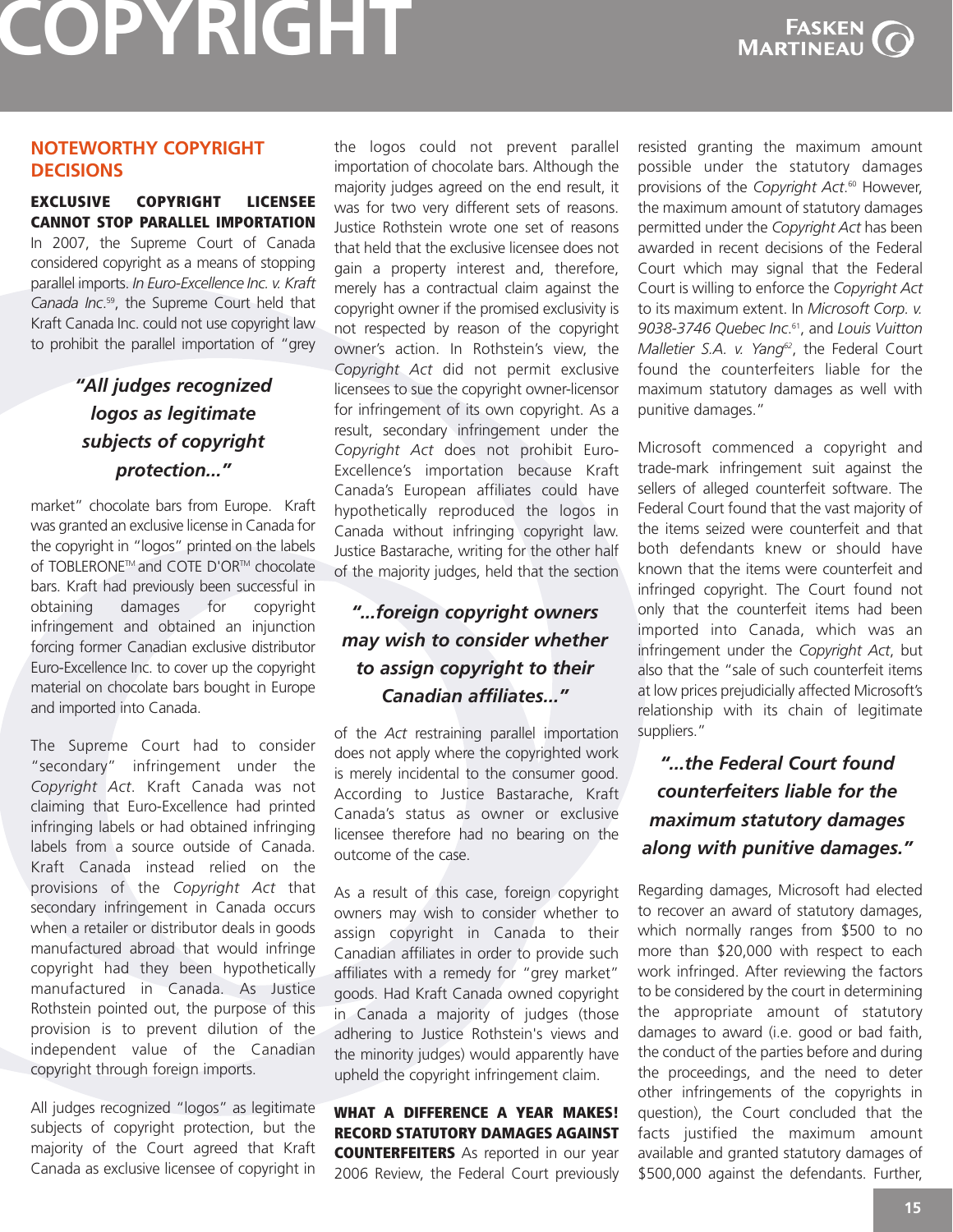## NOTEWORTHY COPYRIGHT DECISIONS

**EXCLUSIVE COPYRIGHT LICENSEE CANNOT STOP PARALLEL IMPORTATION** In 2007, the Supreme Court of Canada considered copyright as a means of stopping parallel imports. In *Euro-Excellence Inc. v. Kraft Canada Inc.*[59], the Supreme Court held that Kraft Canada Inc. could not use copyright law to prohibit the parallel importation of "grey market" chocolate bars from Europe. Kraft was granted an exclusive license in Canada for the copyright in "logos" printed on the labels of TOBLERONE™ and COTE D'OR™ chocolate bars. Kraft had previously been successful in obtaining damages for copyright infringement and obtained an injunction forcing former Canadian exclusive distributor Euro-Excellence Inc. to cover up the copyright material on chocolate bars bought in Europe and imported into Canada.

> ***"All judges recognized logos as legitimate subjects of copyright protection..."***

The Supreme Court had to consider "secondary" infringement under the *Copyright Act*. Kraft Canada was not claiming that Euro-Excellence had printed infringing labels or had obtained infringing labels from a source outside of Canada. Kraft Canada instead relied on the provisions of the *Copyright Act* that secondary infringement in Canada occurs when a retailer or distributor deals in goods manufactured abroad that would infringe copyright had they been hypothetically manufactured in Canada. As Justice Rothstein pointed out, the purpose of this provision is to prevent dilution of the independent value of the Canadian copyright through foreign imports.

All judges recognized "logos" as legitimate subjects of copyright protection, but the majority of the Court agreed that Kraft Canada as exclusive licensee of copyright in the logos could not prevent parallel importation of chocolate bars. Although the majority judges agreed on the end result, it was for two very different sets of reasons. Justice Rothstein wrote one set of reasons that held that the exclusive licensee does not gain a property interest and, therefore, merely has a contractual claim against the copyright owner if the promised exclusivity is not respected by reason of the copyright owner's action. In Rothstein's view, the *Copyright Act* did not permit exclusive licensees to sue the copyright owner-licensor for infringement of its own copyright. As a result, secondary infringement under the *Copyright Act* does not prohibit Euro-Excellence's importation because Kraft Canada's European affiliates could have hypothetically reproduced the logos in Canada without infringing copyright law. Justice Bastarache, writing for the other half of the majority judges, held that the section of the *Act* restraining parallel importation does not apply where the copyrighted work is merely incidental to the consumer good. According to Justice Bastarache, Kraft Canada's status as owner or exclusive licensee therefore had no bearing on the outcome of the case.

> ***"...foreign copyright owners may wish to consider whether to assign copyright to their Canadian affiliates..."***

As a result of this case, foreign copyright owners may wish to consider whether to assign copyright in Canada to their Canadian affiliates in order to provide such affiliates with a remedy for "grey market" goods. Had Kraft Canada owned copyright in Canada a majority of judges (those adhering to Justice Rothstein's views and the minority judges) would apparently have upheld the copyright infringement claim.

**WHAT A DIFFERENCE A YEAR MAKES! RECORD STATUTORY DAMAGES AGAINST COUNTERFEITERS** As reported in our year 2006 Review, the Federal Court previously resisted granting the maximum amount possible under the statutory damages provisions of the *Copyright Act*.[60] However, the maximum amount of statutory damages permitted under the *Copyright Act* has been awarded in recent decisions of the Federal Court which may signal that the Federal Court is willing to enforce the *Copyright Act* to its maximum extent. In *Microsoft Corp. v. 9038-3746 Quebec Inc.*[61], and *Louis Vuitton Malletier S.A. v. Yang*[62], the Federal Court found the counterfeiters liable for the maximum statutory damages as well with punitive damages."

Microsoft commenced a copyright and trade-mark infringement suit against the sellers of alleged counterfeit software. The Federal Court found that the vast majority of the items seized were counterfeit and that both defendants knew or should have known that the items were counterfeit and infringed copyright. The Court found not only that the counterfeit items had been imported into Canada, which was an infringement under the *Copyright Act*, but also that the "sale of such counterfeit items at low prices prejudicially affected Microsoft's relationship with its chain of legitimate suppliers."

> ***"...the Federal Court found counterfeiters liable for the maximum statutory damages along with punitive damages."***

Regarding damages, Microsoft had elected to recover an award of statutory damages, which normally ranges from $500 to no more than $20,000 with respect to each work infringed. After reviewing the factors to be considered by the court in determining the appropriate amount of statutory damages to award (i.e. good or bad faith, the conduct of the parties before and during the proceedings, and the need to deter other infringements of the copyrights in question), the Court concluded that the facts justified the maximum amount available and granted statutory damages of $500,000 against the defendants. Further,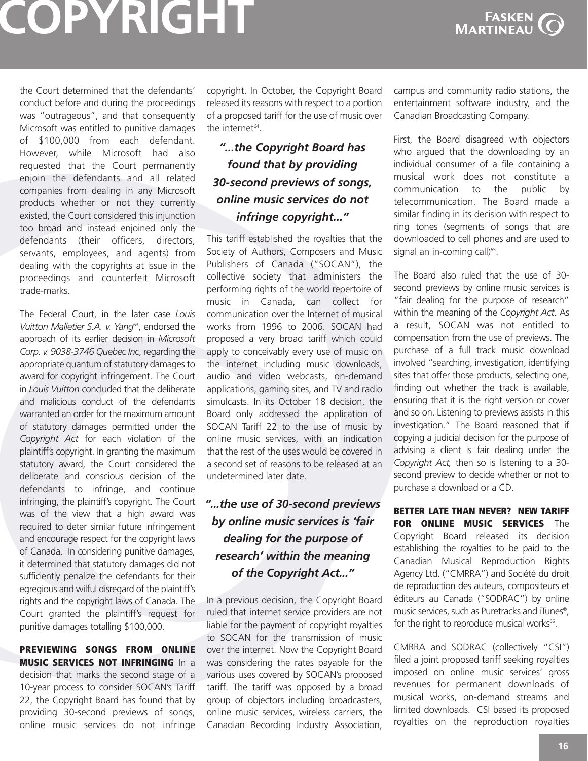the Court determined that the defendants' conduct before and during the proceedings was "outrageous", and that consequently Microsoft was entitled to punitive damages of $100,000 from each defendant. However, while Microsoft had also requested that the Court permanently enjoin the defendants and all related companies from dealing in any Microsoft products whether or not they currently existed, the Court considered this injunction too broad and instead enjoined only the defendants (their officers, directors, servants, employees, and agents) from dealing with the copyrights at issue in the proceedings and counterfeit Microsoft trade-marks.

The Federal Court, in the later case *Louis Vuitton Malletier S.A. v. Yang*[63], endorsed the approach of its earlier decision in *Microsoft Corp. v. 9038-3746 Quebec Inc*, regarding the appropriate quantum of statutory damages to award for copyright infringement. The Court in *Louis Vuitton* concluded that the deliberate and malicious conduct of the defendants warranted an order for the maximum amount of statutory damages permitted under the *Copyright Act* for each violation of the plaintiff's copyright. In granting the maximum statutory award, the Court considered the deliberate and conscious decision of the defendants to infringe, and continue infringing, the plaintiff's copyright. The Court was of the view that a high award was required to deter similar future infringement and encourage respect for the copyright laws of Canada. In considering punitive damages, it determined that statutory damages did not sufficiently penalize the defendants for their egregious and wilful disregard of the plaintiff's rights and the copyright laws of Canada. The Court granted the plaintiff's request for punitive damages totalling $100,000.

**PREVIEWING SONGS FROM ONLINE MUSIC SERVICES NOT INFRINGING** In a decision that marks the second stage of a 10-year process to consider SOCAN's Tariff 22, the Copyright Board has found that by providing 30-second previews of songs, online music services do not infringe copyright. In October, the Copyright Board released its reasons with respect to a portion of a proposed tariff for the use of music over the internet[64].

> ***"...the Copyright Board has found that by providing 30-second previews of songs, online music services do not infringe copyright..."***

This tariff established the royalties that the Society of Authors, Composers and Music Publishers of Canada ("SOCAN"), the collective society that administers the performing rights of the world repertoire of music in Canada, can collect for communication over the Internet of musical works from 1996 to 2006. SOCAN had proposed a very broad tariff which could apply to conceivably every use of music on the internet including music downloads, audio and video webcasts, on-demand applications, gaming sites, and TV and radio simulcasts. In its October 18 decision, the Board only addressed the application of SOCAN Tariff 22 to the use of music by online music services, with an indication that the rest of the uses would be covered in a second set of reasons to be released at an undetermined later date.

> ***"...the use of 30-second previews by online music services is 'fair dealing for the purpose of research' within the meaning of the Copyright Act..."***

In a previous decision, the Copyright Board ruled that internet service providers are not liable for the payment of copyright royalties to SOCAN for the transmission of music over the internet. Now the Copyright Board was considering the rates payable for the various uses covered by SOCAN's proposed tariff. The tariff was opposed by a broad group of objectors including broadcasters, online music services, wireless carriers, the Canadian Recording Industry Association, campus and community radio stations, the entertainment software industry, and the Canadian Broadcasting Company.

First, the Board disagreed with objectors who argued that the downloading by an individual consumer of a file containing a musical work does not constitute a communication to the public by telecommunication. The Board made a similar finding in its decision with respect to ring tones (segments of songs that are downloaded to cell phones and are used to signal an in-coming call)[65].

The Board also ruled that the use of 30-second previews by online music services is "fair dealing for the purpose of research" within the meaning of the *Copyright Act*. As a result, SOCAN was not entitled to compensation from the use of previews. The purchase of a full track music download involved "searching, investigation, identifying sites that offer those products, selecting one, finding out whether the track is available, ensuring that it is the right version or cover and so on. Listening to previews assists in this investigation." The Board reasoned that if copying a judicial decision for the purpose of advising a client is fair dealing under the *Copyright Act,* then so is listening to a 30-second preview to decide whether or not to purchase a download or a CD.

**BETTER LATE THAN NEVER? NEW TARIFF FOR ONLINE MUSIC SERVICES** The Copyright Board released its decision establishing the royalties to be paid to the Canadian Musical Reproduction Rights Agency Ltd. ("CMRRA") and Société du droit de reproduction des auteurs, compositeurs et éditeurs au Canada ("SODRAC") by online music services, such as Puretracks and iTunes®, for the right to reproduce musical works[66].

CMRRA and SODRAC (collectively "CSI") filed a joint proposed tariff seeking royalties imposed on online music services' gross revenues for permanent downloads of musical works, on-demand streams and limited downloads. CSI based its proposed royalties on the reproduction royalties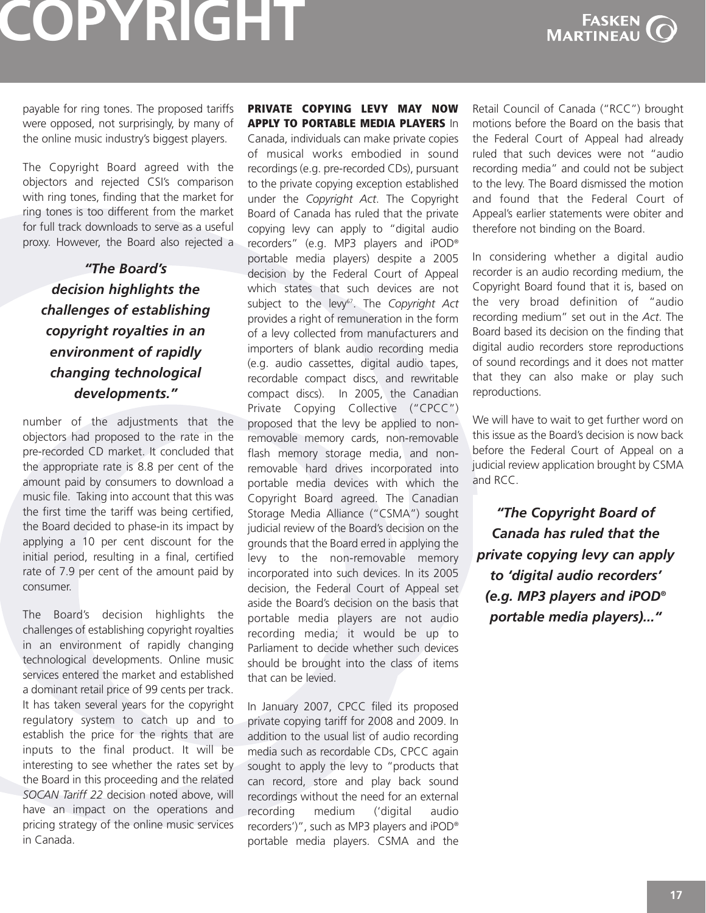payable for ring tones. The proposed tariffs were opposed, not surprisingly, by many of the online music industry's biggest players.

The Copyright Board agreed with the objectors and rejected CSI's comparison with ring tones, finding that the market for ring tones is too different from the market for full track downloads to serve as a useful proxy. However, the Board also rejected a number of the adjustments that the objectors had proposed to the rate in the pre-recorded CD market. It concluded that the appropriate rate is 8.8 per cent of the amount paid by consumers to download a music file. Taking into account that this was the first time the tariff was being certified, the Board decided to phase-in its impact by applying a 10 per cent discount for the initial period, resulting in a final, certified rate of 7.9 per cent of the amount paid by consumer.

> ***"The Board's decision highlights the challenges of establishing copyright royalties in an environment of rapidly changing technological developments."***

The Board's decision highlights the challenges of establishing copyright royalties in an environment of rapidly changing technological developments. Online music services entered the market and established a dominant retail price of 99 cents per track. It has taken several years for the copyright regulatory system to catch up and to establish the price for the rights that are inputs to the final product. It will be interesting to see whether the rates set by the Board in this proceeding and the related *SOCAN Tariff 22* decision noted above, will have an impact on the operations and pricing strategy of the online music services in Canada.

**PRIVATE COPYING LEVY MAY NOW APPLY TO PORTABLE MEDIA PLAYERS** In Canada, individuals can make private copies of musical works embodied in sound recordings (e.g. pre-recorded CDs), pursuant to the private copying exception established under the *Copyright Act*. The Copyright Board of Canada has ruled that the private copying levy can apply to "digital audio recorders" (e.g. MP3 players and iPOD® portable media players) despite a 2005 decision by the Federal Court of Appeal which states that such devices are not subject to the levy[67]. The *Copyright Act* provides a right of remuneration in the form of a levy collected from manufacturers and importers of blank audio recording media (e.g. audio cassettes, digital audio tapes, recordable compact discs, and rewritable compact discs). In 2005, the Canadian Private Copying Collective ("CPCC") proposed that the levy be applied to non-removable memory cards, non-removable flash memory storage media, and non-removable hard drives incorporated into portable media devices with which the Copyright Board agreed. The Canadian Storage Media Alliance ("CSMA") sought judicial review of the Board's decision on the grounds that the Board erred in applying the levy to the non-removable memory incorporated into such devices. In its 2005 decision, the Federal Court of Appeal set aside the Board's decision on the basis that portable media players are not audio recording media; it would be up to Parliament to decide whether such devices should be brought into the class of items that can be levied.

In January 2007, CPCC filed its proposed private copying tariff for 2008 and 2009. In addition to the usual list of audio recording media such as recordable CDs, CPCC again sought to apply the levy to "products that can record, store and play back sound recordings without the need for an external recording medium ('digital audio recorders')", such as MP3 players and iPOD® portable media players. CSMA and the Retail Council of Canada ("RCC") brought motions before the Board on the basis that the Federal Court of Appeal had already ruled that such devices were not "audio recording media" and could not be subject to the levy. The Board dismissed the motion and found that the Federal Court of Appeal's earlier statements were obiter and therefore not binding on the Board.

In considering whether a digital audio recorder is an audio recording medium, the Copyright Board found that it is, based on the very broad definition of "audio recording medium" set out in the *Act*. The Board based its decision on the finding that digital audio recorders store reproductions of sound recordings and it does not matter that they can also make or play such reproductions.

We will have to wait to get further word on this issue as the Board's decision is now back before the Federal Court of Appeal on a judicial review application brought by CSMA and RCC.

> ***"The Copyright Board of Canada has ruled that the private copying levy can apply to 'digital audio recorders' (e.g. MP3 players and iPOD® portable media players)..."***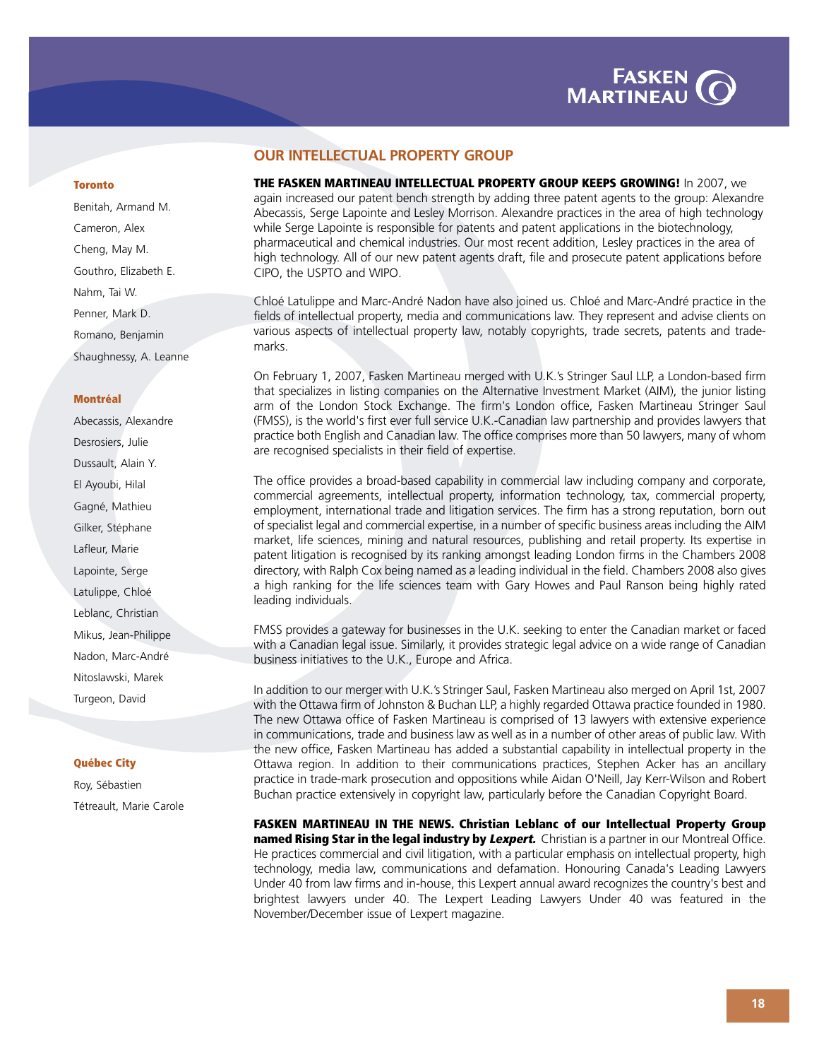## OUR INTELLECTUAL PROPERTY GROUP

**Toronto**

Benitah, Armand M.
Cameron, Alex
Cheng, May M.
Gouthro, Elizabeth E.
Nahm, Tai W.
Penner, Mark D.
Romano, Benjamin
Shaughnessy, A. Leanne

**Montréal**

Abecassis, Alexandre
Desrosiers, Julie
Dussault, Alain Y.
El Ayoubi, Hilal
Gagné, Mathieu
Gilker, Stéphane
Lafleur, Marie
Lapointe, Serge
Latulippe, Chloé
Leblanc, Christian
Mikus, Jean-Philippe
Nadon, Marc-André
Nitoslawski, Marek
Turgeon, David

**Québec City**

Roy, Sébastien
Tétreault, Marie Carole

**THE FASKEN MARTINEAU INTELLECTUAL PROPERTY GROUP KEEPS GROWING!** In 2007, we again increased our patent bench strength by adding three patent agents to the group: Alexandre Abecassis, Serge Lapointe and Lesley Morrison. Alexandre practices in the area of high technology while Serge Lapointe is responsible for patents and patent applications in the biotechnology, pharmaceutical and chemical industries. Our most recent addition, Lesley practices in the area of high technology. All of our new patent agents draft, file and prosecute patent applications before CIPO, the USPTO and WIPO.

Chloé Latulippe and Marc-André Nadon have also joined us. Chloé and Marc-André practice in the fields of intellectual property, media and communications law. They represent and advise clients on various aspects of intellectual property law, notably copyrights, trade secrets, patents and trade-marks.

On February 1, 2007, Fasken Martineau merged with U.K.'s Stringer Saul LLP, a London-based firm that specializes in listing companies on the Alternative Investment Market (AIM), the junior listing arm of the London Stock Exchange. The firm's London office, Fasken Martineau Stringer Saul (FMSS), is the world's first ever full service U.K.-Canadian law partnership and provides lawyers that practice both English and Canadian law. The office comprises more than 50 lawyers, many of whom are recognised specialists in their field of expertise.

The office provides a broad-based capability in commercial law including company and corporate, commercial agreements, intellectual property, information technology, tax, commercial property, employment, international trade and litigation services. The firm has a strong reputation, born out of specialist legal and commercial expertise, in a number of specific business areas including the AIM market, life sciences, mining and natural resources, publishing and retail property. Its expertise in patent litigation is recognised by its ranking amongst leading London firms in the Chambers 2008 directory, with Ralph Cox being named as a leading individual in the field. Chambers 2008 also gives a high ranking for the life sciences team with Gary Howes and Paul Ranson being highly rated leading individuals.

FMSS provides a gateway for businesses in the U.K. seeking to enter the Canadian market or faced with a Canadian legal issue. Similarly, it provides strategic legal advice on a wide range of Canadian business initiatives to the U.K., Europe and Africa.

In addition to our merger with U.K.'s Stringer Saul, Fasken Martineau also merged on April 1st, 2007 with the Ottawa firm of Johnston & Buchan LLP, a highly regarded Ottawa practice founded in 1980. The new Ottawa office of Fasken Martineau is comprised of 13 lawyers with extensive experience in communications, trade and business law as well as in a number of other areas of public law. With the new office, Fasken Martineau has added a substantial capability in intellectual property in the Ottawa region. In addition to their communications practices, Stephen Acker has an ancillary practice in trade-mark prosecution and oppositions while Aidan O'Neill, Jay Kerr-Wilson and Robert Buchan practice extensively in copyright law, particularly before the Canadian Copyright Board.

**FASKEN MARTINEAU IN THE NEWS. Christian Leblanc of our Intellectual Property Group named Rising Star in the legal industry by *Lexpert.*** Christian is a partner in our Montreal Office. He practices commercial and civil litigation, with a particular emphasis on intellectual property, high technology, media law, communications and defamation. Honouring Canada's Leading Lawyers Under 40 from law firms and in-house, this Lexpert annual award recognizes the country's best and brightest lawyers under 40. The Lexpert Leading Lawyers Under 40 was featured in the November/December issue of Lexpert magazine.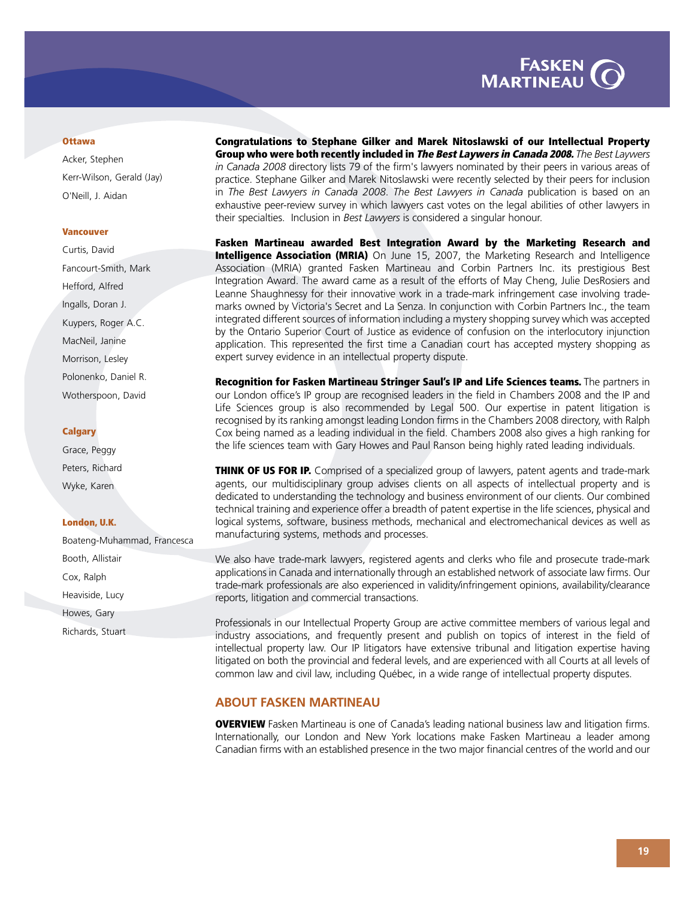**Ottawa**

Acker, Stephen
Kerr-Wilson, Gerald (Jay)
O'Neill, J. Aidan

**Vancouver**

Curtis, David
Fancourt-Smith, Mark
Hefford, Alfred
Ingalls, Doran J.
Kuypers, Roger A.C.
MacNeil, Janine
Morrison, Lesley
Polonenko, Daniel R.
Wotherspoon, David

**Calgary**

Grace, Peggy
Peters, Richard
Wyke, Karen

**London, U.K.**

Boateng-Muhammad, Francesca
Booth, Allistair
Cox, Ralph
Heaviside, Lucy
Howes, Gary
Richards, Stuart

**Congratulations to Stephane Gilker and Marek Nitoslawski of our Intellectual Property Group who were both recently included in *The Best Laywers in Canada 2008.*** *The Best Laywers in Canada 2008* directory lists 79 of the firm's lawyers nominated by their peers in various areas of practice. Stephane Gilker and Marek Nitoslawski were recently selected by their peers for inclusion in *The Best Lawyers in Canada 2008*. *The Best Lawyers in Canada* publication is based on an exhaustive peer-review survey in which lawyers cast votes on the legal abilities of other lawyers in their specialties. Inclusion in *Best Lawyers* is considered a singular honour.

**Fasken Martineau awarded Best Integration Award by the Marketing Research and Intelligence Association (MRIA)** On June 15, 2007, the Marketing Research and Intelligence Association (MRIA) granted Fasken Martineau and Corbin Partners Inc. its prestigious Best Integration Award. The award came as a result of the efforts of May Cheng, Julie DesRosiers and Leanne Shaughnessy for their innovative work in a trade-mark infringement case involving trade-marks owned by Victoria's Secret and La Senza. In conjunction with Corbin Partners Inc., the team integrated different sources of information including a mystery shopping survey which was accepted by the Ontario Superior Court of Justice as evidence of confusion on the interlocutory injunction application. This represented the first time a Canadian court has accepted mystery shopping as expert survey evidence in an intellectual property dispute.

**Recognition for Fasken Martineau Stringer Saul's IP and Life Sciences teams.** The partners in our London office's IP group are recognised leaders in the field in Chambers 2008 and the IP and Life Sciences group is also recommended by Legal 500. Our expertise in patent litigation is recognised by its ranking amongst leading London firms in the Chambers 2008 directory, with Ralph Cox being named as a leading individual in the field. Chambers 2008 also gives a high ranking for the life sciences team with Gary Howes and Paul Ranson being highly rated leading individuals.

**THINK OF US FOR IP.** Comprised of a specialized group of lawyers, patent agents and trade-mark agents, our multidisciplinary group advises clients on all aspects of intellectual property and is dedicated to understanding the technology and business environment of our clients. Our combined technical training and experience offer a breadth of patent expertise in the life sciences, physical and logical systems, software, business methods, mechanical and electromechanical devices as well as manufacturing systems, methods and processes.

We also have trade-mark lawyers, registered agents and clerks who file and prosecute trade-mark applications in Canada and internationally through an established network of associate law firms. Our trade-mark professionals are also experienced in validity/infringement opinions, availability/clearance reports, litigation and commercial transactions.

Professionals in our Intellectual Property Group are active committee members of various legal and industry associations, and frequently present and publish on topics of interest in the field of intellectual property law. Our IP litigators have extensive tribunal and litigation expertise having litigated on both the provincial and federal levels, and are experienced with all Courts at all levels of common law and civil law, including Québec, in a wide range of intellectual property disputes.

## ABOUT FASKEN MARTINEAU

**OVERVIEW** Fasken Martineau is one of Canada's leading national business law and litigation firms. Internationally, our London and New York locations make Fasken Martineau a leader among Canadian firms with an established presence in the two major financial centres of the world and our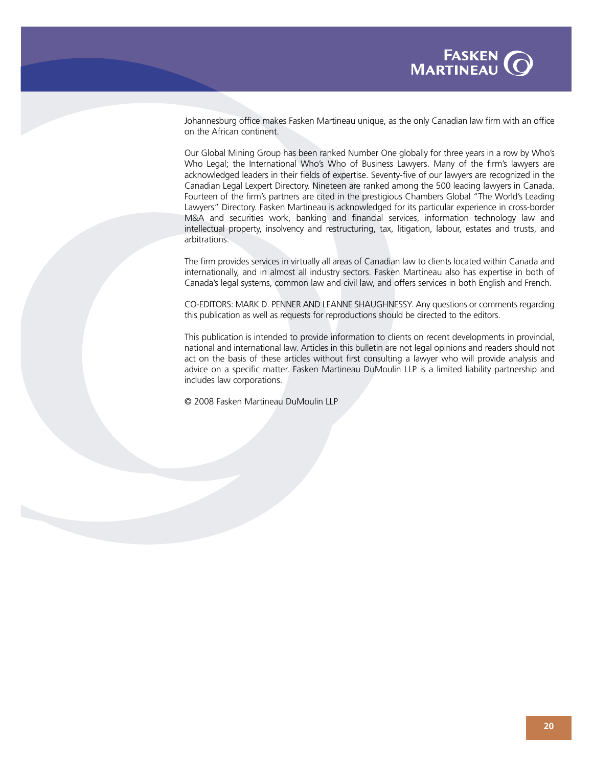Johannesburg office makes Fasken Martineau unique, as the only Canadian law firm with an office on the African continent.

Our Global Mining Group has been ranked Number One globally for three years in a row by Who's Who Legal; the International Who's Who of Business Lawyers. Many of the firm's lawyers are acknowledged leaders in their fields of expertise. Seventy-five of our lawyers are recognized in the Canadian Legal Lexpert Directory. Nineteen are ranked among the 500 leading lawyers in Canada. Fourteen of the firm's partners are cited in the prestigious Chambers Global "The World's Leading Lawyers" Directory. Fasken Martineau is acknowledged for its particular experience in cross-border M&A and securities work, banking and financial services, information technology law and intellectual property, insolvency and restructuring, tax, litigation, labour, estates and trusts, and arbitrations.

The firm provides services in virtually all areas of Canadian law to clients located within Canada and internationally, and in almost all industry sectors. Fasken Martineau also has expertise in both of Canada's legal systems, common law and civil law, and offers services in both English and French.

CO-EDITORS: MARK D. PENNER AND LEANNE SHAUGHNESSY. Any questions or comments regarding this publication as well as requests for reproductions should be directed to the editors.

This publication is intended to provide information to clients on recent developments in provincial, national and international law. Articles in this bulletin are not legal opinions and readers should not act on the basis of these articles without first consulting a lawyer who will provide analysis and advice on a specific matter. Fasken Martineau DuMoulin LLP is a limited liability partnership and includes law corporations.

© 2008 Fasken Martineau DuMoulin LLP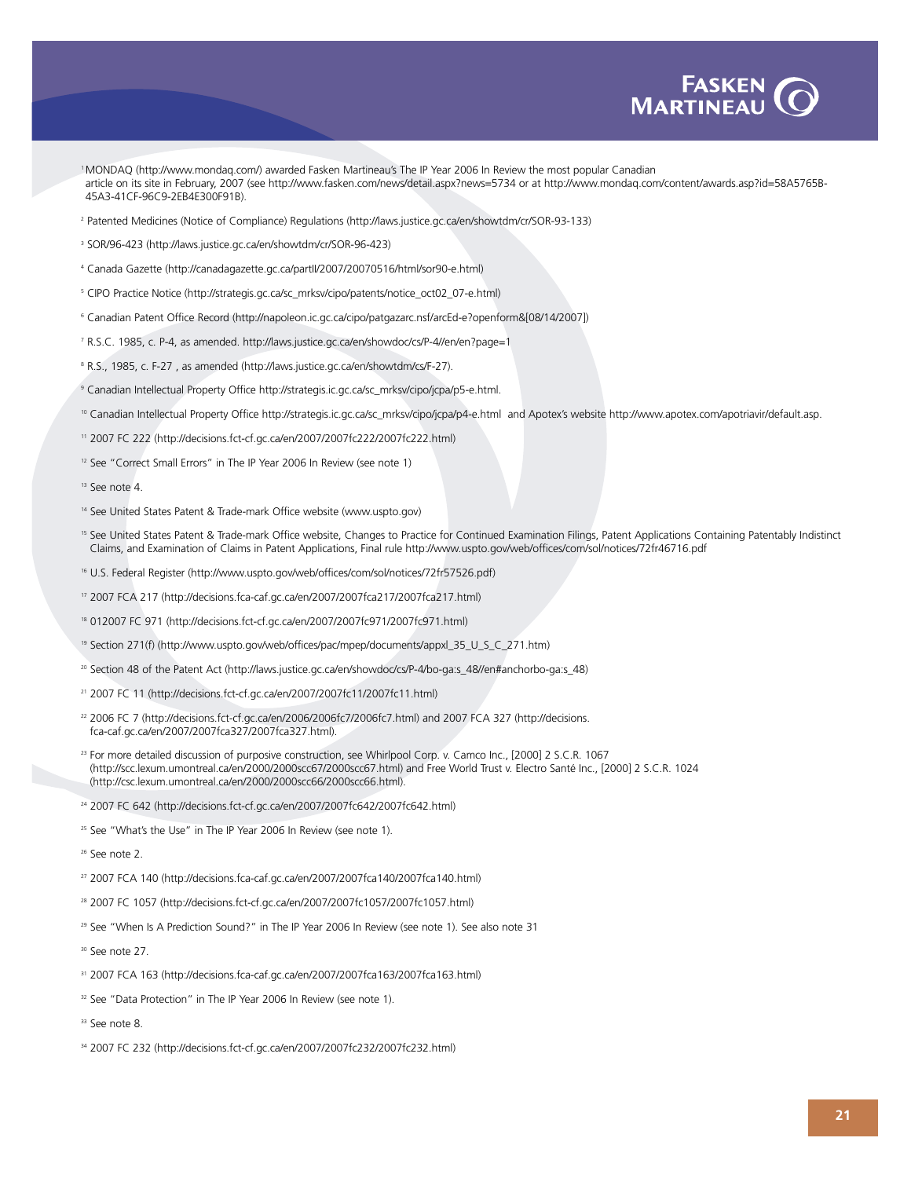[1] MONDAQ (http://www.mondaq.com/) awarded Fasken Martineau's The IP Year 2006 In Review the most popular Canadian article on its site in February, 2007 (see http://www.fasken.com/news/detail.aspx?news=5734 or at http://www.mondaq.com/content/awards.asp?id=58A5765B-45A3-41CF-96C9-2EB4E300F91B).

[2] Patented Medicines (Notice of Compliance) Regulations (http://laws.justice.gc.ca/en/showtdm/cr/SOR-93-133)

[3] SOR/96-423 (http://laws.justice.gc.ca/en/showtdm/cr/SOR-96-423)

[4] Canada Gazette (http://canadagazette.gc.ca/partII/2007/20070516/html/sor90-e.html)

[5] CIPO Practice Notice (http://strategis.gc.ca/sc_mrksv/cipo/patents/notice_oct02_07-e.html)

[6] Canadian Patent Office Record (http://napoleon.ic.gc.ca/cipo/patgazarc.nsf/arcEd-e?openform&[08/14/2007])

[7] R.S.C. 1985, c. P-4, as amended. http://laws.justice.gc.ca/en/showdoc/cs/P-4//en/en?page=1

[8] R.S., 1985, c. F-27 , as amended (http://laws.justice.gc.ca/en/showtdm/cs/F-27).

[9] Canadian Intellectual Property Office http://strategis.ic.gc.ca/sc_mrksv/cipo/jcpa/p5-e.html.

[10] Canadian Intellectual Property Office http://strategis.ic.gc.ca/sc_mrksv/cipo/jcpa/p4-e.html and Apotex's website http://www.apotex.com/apotriavir/default.asp.

[11] 2007 FC 222 (http://decisions.fct-cf.gc.ca/en/2007/2007fc222/2007fc222.html)

[12] See "Correct Small Errors" in The IP Year 2006 In Review (see note 1)

[13] See note 4.

[14] See United States Patent & Trade-mark Office website (www.uspto.gov)

[15] See United States Patent & Trade-mark Office website, Changes to Practice for Continued Examination Filings, Patent Applications Containing Patentably Indistinct Claims, and Examination of Claims in Patent Applications, Final rule http://www.uspto.gov/web/offices/com/sol/notices/72fr46716.pdf

[16] U.S. Federal Register (http://www.uspto.gov/web/offices/com/sol/notices/72fr57526.pdf)

[17] 2007 FCA 217 (http://decisions.fca-caf.gc.ca/en/2007/2007fca217/2007fca217.html)

[18] 012007 FC 971 (http://decisions.fct-cf.gc.ca/en/2007/2007fc971/2007fc971.html)

[19] Section 271(f) (http://www.uspto.gov/web/offices/pac/mpep/documents/appxl_35_U_S_C_271.htm)

[20] Section 48 of the Patent Act (http://laws.justice.gc.ca/en/showdoc/cs/P-4/bo-ga:s_48//en#anchorbo-ga:s_48)

[21] 2007 FC 11 (http://decisions.fct-cf.gc.ca/en/2007/2007fc11/2007fc11.html)

[22] 2006 FC 7 (http://decisions.fct-cf.gc.ca/en/2006/2006fc7/2006fc7.html) and 2007 FCA 327 (http://decisions.fca-caf.gc.ca/en/2007/2007fca327/2007fca327.html).

[23] For more detailed discussion of purposive construction, see Whirlpool Corp. v. Camco Inc., [2000] 2 S.C.R. 1067 (http://scc.lexum.umontreal.ca/en/2000/2000scc67/2000scc67.html) and Free World Trust v. Electro Santé Inc., [2000] 2 S.C.R. 1024 (http://csc.lexum.umontreal.ca/en/2000/2000scc66/2000scc66.html).

[24] 2007 FC 642 (http://decisions.fct-cf.gc.ca/en/2007/2007fc642/2007fc642.html)

[25] See "What's the Use" in The IP Year 2006 In Review (see note 1).

[26] See note 2.

[27] 2007 FCA 140 (http://decisions.fca-caf.gc.ca/en/2007/2007fca140/2007fca140.html)

[28] 2007 FC 1057 (http://decisions.fct-cf.gc.ca/en/2007/2007fc1057/2007fc1057.html)

[29] See "When Is A Prediction Sound?" in The IP Year 2006 In Review (see note 1). See also note 31

[30] See note 27.

[31] 2007 FCA 163 (http://decisions.fca-caf.gc.ca/en/2007/2007fca163/2007fca163.html)

[32] See "Data Protection" in The IP Year 2006 In Review (see note 1).

[33] See note 8.

[34] 2007 FC 232 (http://decisions.fct-cf.gc.ca/en/2007/2007fc232/2007fc232.html)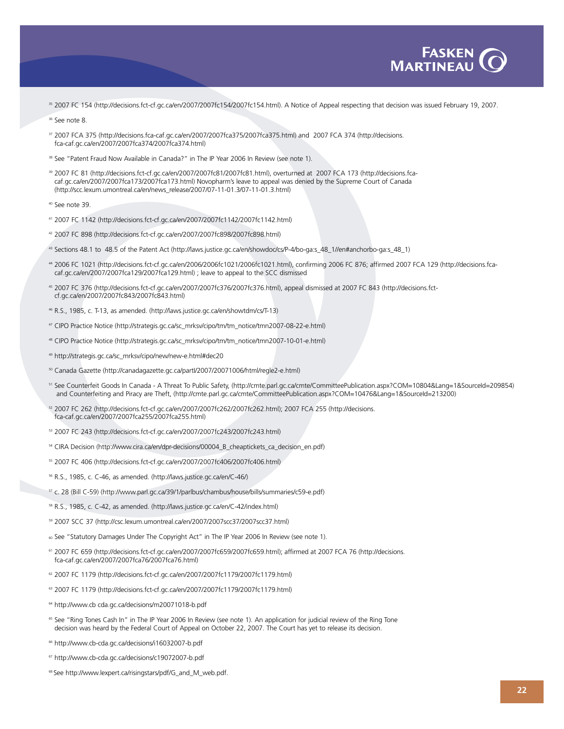[35] 2007 FC 154 (http://decisions.fct-cf.gc.ca/en/2007/2007fc154/2007fc154.html). A Notice of Appeal respecting that decision was issued February 19, 2007.

[36] See note 8.

[37] 2007 FCA 375 (http://decisions.fca-caf.gc.ca/en/2007/2007fca375/2007fca375.html) and 2007 FCA 374 (http://decisions.fca-caf.gc.ca/en/2007/2007fca374/2007fca374.html)

[38] See "Patent Fraud Now Available in Canada?" in The IP Year 2006 In Review (see note 1).

[39] 2007 FC 81 (http://decisions.fct-cf.gc.ca/en/2007/2007fc81/2007fc81.html), overturned at 2007 FCA 173 (http://decisions.fca-caf.gc.ca/en/2007/2007fca173/2007fca173.html) Novopharm's leave to appeal was denied by the Supreme Court of Canada (http://scc.lexum.umontreal.ca/en/news_release/2007/07-11-01.3/07-11-01.3.html)

[40] See note 39.

[41] 2007 FC 1142 (http://decisions.fct-cf.gc.ca/en/2007/2007fc1142/2007fc1142.html)

[42] 2007 FC 898 (http://decisions.fct-cf.gc.ca/en/2007/2007fc898/2007fc898.html)

[43] Sections 48.1 to 48.5 of the Patent Act (http://laws.justice.gc.ca/en/showdoc/cs/P-4/bo-ga:s_48_1//en#anchorbo-ga:s_48_1)

[44] 2006 FC 1021 (http://decisions.fct-cf.gc.ca/en/2006/2006fc1021/2006fc1021.html), confirming 2006 FC 876; affirmed 2007 FCA 129 (http://decisions.fca-caf.gc.ca/en/2007/2007fca129/2007fca129.html) ; leave to appeal to the SCC dismissed

[45] 2007 FC 376 (http://decisions.fct-cf.gc.ca/en/2007/2007fc376/2007fc376.html), appeal dismissed at 2007 FC 843 (http://decisions.fct-cf.gc.ca/en/2007/2007fc843/2007fc843.html)

[46] R.S., 1985, c. T-13, as amended. (http://laws.justice.gc.ca/en/showtdm/cs/T-13)

[47] CIPO Practice Notice (http://strategis.gc.ca/sc_mrksv/cipo/tm/tm_notice/tmn2007-08-22-e.html)

[48] CIPO Practice Notice (http://strategis.gc.ca/sc_mrksv/cipo/tm/tm_notice/tmn2007-10-01-e.html)

[49] http://strategis.gc.ca/sc_mrksv/cipo/new/new-e.html#dec20

[50] Canada Gazette (http://canadagazette.gc.ca/partI/2007/20071006/html/regle2-e.html)

[51] See Counterfeit Goods In Canada - A Threat To Public Safety, (http://cmte.parl.gc.ca/cmte/CommitteePublication.aspx?COM=10804&Lang=1&SourceId=209854) and Counterfeiting and Piracy are Theft, (http://cmte.parl.gc.ca/cmte/CommitteePublication.aspx?COM=10476&Lang=1&SourceId=213200)

[52] 2007 FC 262 (http://decisions.fct-cf.gc.ca/en/2007/2007fc262/2007fc262.html); 2007 FCA 255 (http://decisions.fca-caf.gc.ca/en/2007/2007fca255/2007fca255.html)

[53] 2007 FC 243 (http://decisions.fct-cf.gc.ca/en/2007/2007fc243/2007fc243.html)

[54] CIRA Decision (http://www.cira.ca/en/dpr-decisions/00004_B_cheaptickets_ca_decision_en.pdf)

[55] 2007 FC 406 (http://decisions.fct-cf.gc.ca/en/2007/2007fc406/2007fc406.html)

[56] R.S., 1985, c. C-46, as amended. (http://laws.justice.gc.ca/en/C-46/)

[57] c. 28 (Bill C-59) (http://www.parl.gc.ca/39/1/parlbus/chambus/house/bills/summaries/c59-e.pdf)

[58] R.S., 1985, c. C-42, as amended. (http://laws.justice.gc.ca/en/C-42/index.html)

[59] 2007 SCC 37 (http://csc.lexum.umontreal.ca/en/2007/2007scc37/2007scc37.html)

[60] See "Statutory Damages Under The Copyright Act" in The IP Year 2006 In Review (see note 1).

[61] 2007 FC 659 (http://decisions.fct-cf.gc.ca/en/2007/2007fc659/2007fc659.html); affirmed at 2007 FCA 76 (http://decisions.fca-caf.gc.ca/en/2007/2007fca76/2007fca76.html)

[62] 2007 FC 1179 (http://decisions.fct-cf.gc.ca/en/2007/2007fc1179/2007fc1179.html)

[63] 2007 FC 1179 (http://decisions.fct-cf.gc.ca/en/2007/2007fc1179/2007fc1179.html)

[64] http://www.cb cda.gc.ca/decisions/m20071018-b.pdf

[65] See "Ring Tones Cash In" in The IP Year 2006 In Review (see note 1). An application for judicial review of the Ring Tone decision was heard by the Federal Court of Appeal on October 22, 2007. The Court has yet to release its decision.

[66] http://www.cb-cda.gc.ca/decisions/i16032007-b.pdf

[67] http://www.cb-cda.gc.ca/decisions/c19072007-b.pdf

[68] See http://www.lexpert.ca/risingstars/pdf/G_and_M_web.pdf.